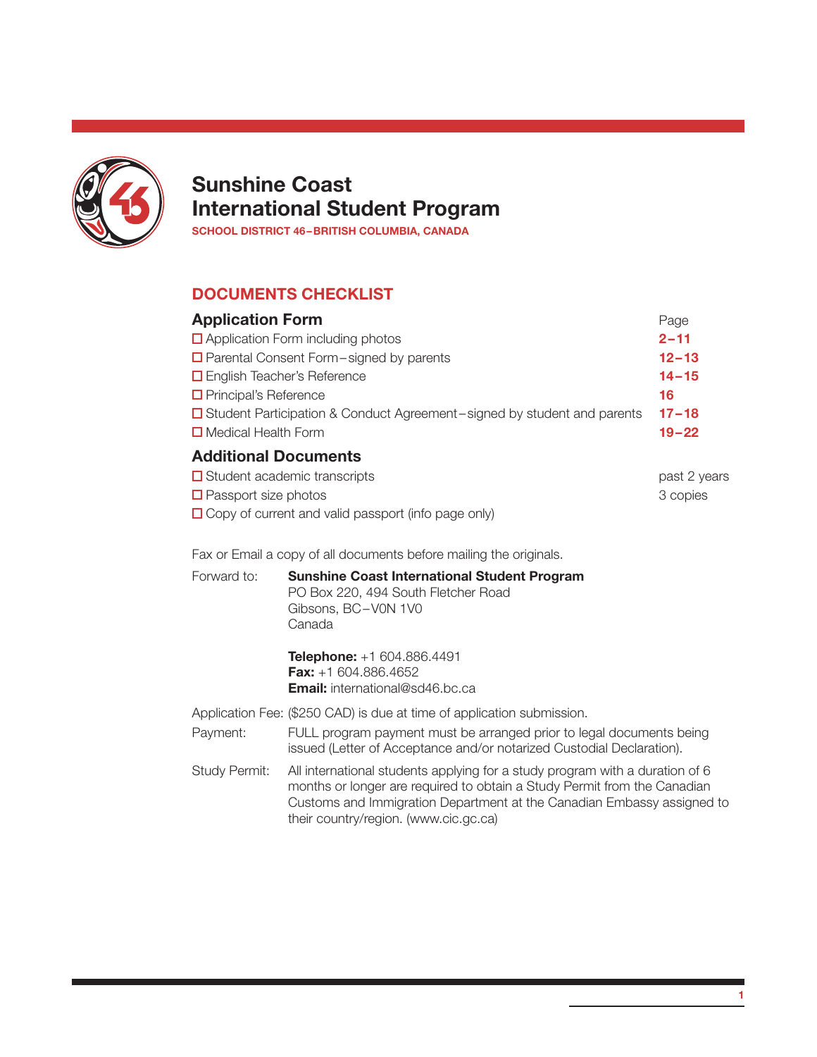# Sunshine Coast International Student Program

**SCHOOL DISTRICT 46 – BRITISH COLUMBIA, CANADA**

## DOCUMENTS CHECKLIST

### Application Form

| | Page |
|---|---|
| ☐ Application Form including photos | **2–11** |
| ☐ Parental Consent Form – signed by parents | **12–13** |
| ☐ English Teacher's Reference | **14–15** |
| ☐ Principal's Reference | **16** |
| ☐ Student Participation & Conduct Agreement – signed by student and parents | **17–18** |
| ☐ Medical Health Form | **19–22** |

### Additional Documents

| | |
|---|---|
| ☐ Student academic transcripts | past 2 years |
| ☐ Passport size photos | 3 copies |
| ☐ Copy of current and valid passport (info page only) | |

Fax or Email a copy of all documents before mailing the originals.

Forward to:

**Sunshine Coast International Student Program**
PO Box 220, 494 South Fletcher Road
Gibsons, BC – V0N 1V0
Canada

**Telephone:** +1 604.886.4491
**Fax:** +1 604.886.4652
**Email:** international@sd46.bc.ca

Application Fee: ($250 CAD) is due at time of application submission.

Payment: FULL program payment must be arranged prior to legal documents being issued (Letter of Acceptance and/or notarized Custodial Declaration).

Study Permit: All international students applying for a study program with a duration of 6 months or longer are required to obtain a Study Permit from the Canadian Customs and Immigration Department at the Canadian Embassy assigned to their country/region. (www.cic.gc.ca)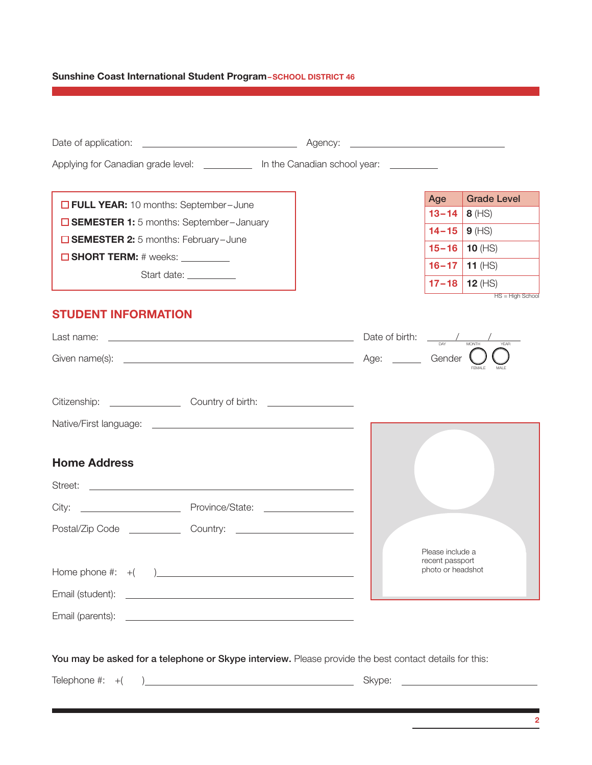**Sunshine Coast International Student Program–SCHOOL DISTRICT 46**

Date of application: ______________________ Agency: ______________________

Applying for Canadian grade level: __________ In the Canadian school year: __________

- ☐ **FULL YEAR:** 10 months: September–June
- ☐ **SEMESTER 1:** 5 months: September–January
- ☐ **SEMESTER 2:** 5 months: February–June
- ☐ **SHORT TERM:** # weeks: __________

  Start date: __________

| Age | Grade Level |
|---|---|
| 13–14 | **8** (HS) |
| 14–15 | **9** (HS) |
| 15–16 | **10** (HS) |
| 16–17 | **11** (HS) |
| 17–18 | **12** (HS) |

HS = High School

## STUDENT INFORMATION

Last name: ______________________ Date of birth: ____/____/____ (DAY / MONTH / YEAR)

Given name(s): ______________________ Age: ______ Gender ◯ FEMALE ◯ MALE

Citizenship: ______________ Country of birth: ______________

Native/First language: ______________________

### Home Address

Street: ______________________

City: ______________ Province/State: ______________

Postal/Zip Code __________ Country: ______________

Home phone #: +( ) ______________________

Email (student): ______________________

Email (parents): ______________________

Please include a recent passport photo or headshot

**You may be asked for a telephone or Skype interview.** Please provide the best contact details for this:

Telephone #: +( ) ______________________ Skype: ______________________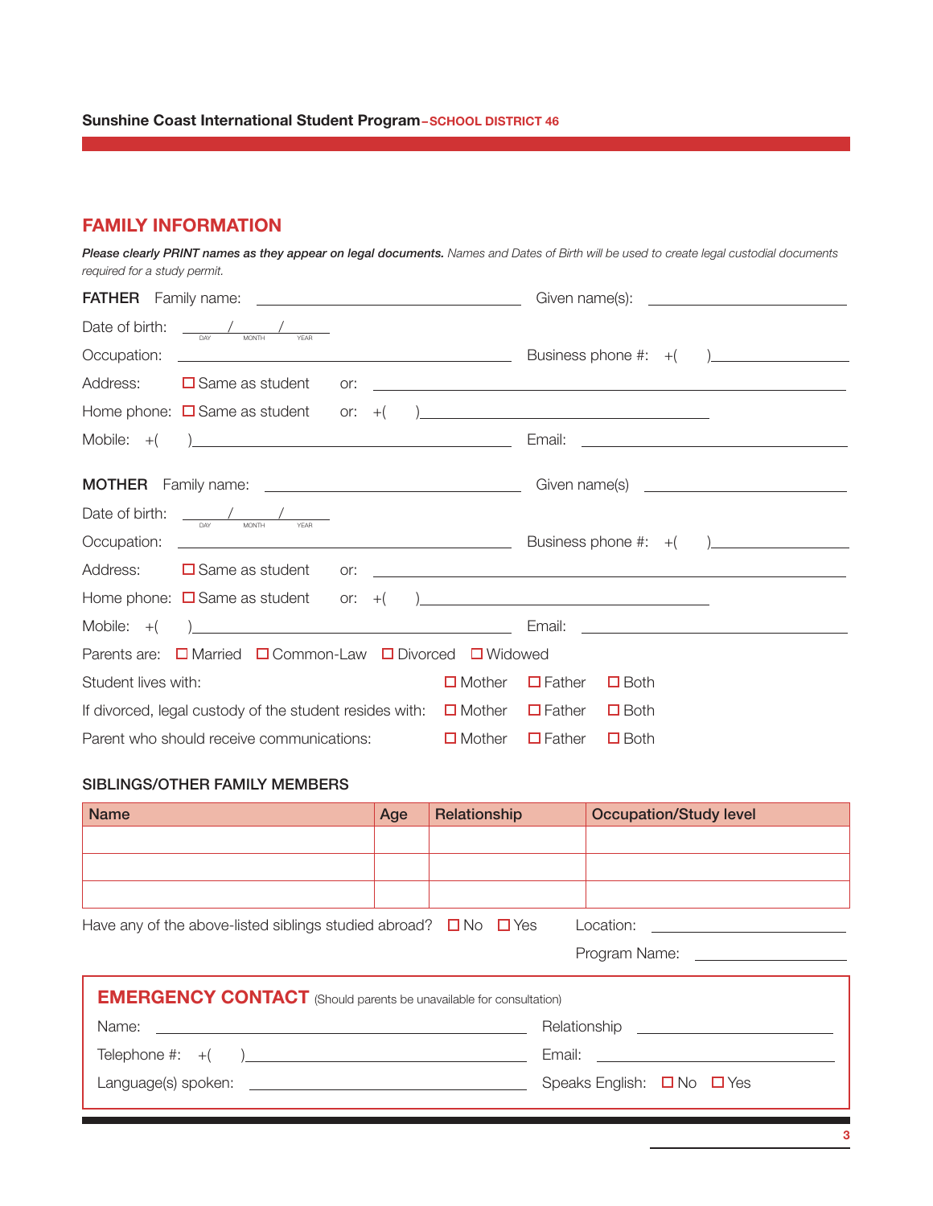## FAMILY INFORMATION

***Please clearly PRINT names as they appear on legal documents.*** *Names and Dates of Birth will be used to create legal custodial documents required for a study permit.*

**FATHER** Family name: ______________________ Given name(s): ______________________

Date of birth: ____ / ____ / ____ (DAY / MONTH / YEAR)

Occupation: ______________________ Business phone #: +( ) ______________________

Address: ☐ Same as student or: ______________________

Home phone: ☐ Same as student or: +( ) ______________________

Mobile: +( ) ______________________ Email: ______________________

**MOTHER** Family name: ______________________ Given name(s) ______________________

Date of birth: ____ / ____ / ____ (DAY / MONTH / YEAR)

Occupation: ______________________ Business phone #: +( ) ______________________

Address: ☐ Same as student or: ______________________

Home phone: ☐ Same as student or: +( ) ______________________

Mobile: +( ) ______________________ Email: ______________________

Parents are: ☐ Married ☐ Common-Law ☐ Divorced ☐ Widowed

Student lives with: ☐ Mother ☐ Father ☐ Both

If divorced, legal custody of the student resides with: ☐ Mother ☐ Father ☐ Both

Parent who should receive communications: ☐ Mother ☐ Father ☐ Both

### SIBLINGS/OTHER FAMILY MEMBERS

| Name | Age | Relationship | Occupation/Study level |
|---|---|---|---|
| | | | |
| | | | |
| | | | |

Have any of the above-listed siblings studied abroad? ☐ No ☐ Yes Location: ______________________

Program Name: ______________________

## EMERGENCY CONTACT (Should parents be unavailable for consultation)

Name: ______________________ Relationship ______________________

Telephone #: +( ) ______________________ Email: ______________________

Language(s) spoken: ______________________ Speaks English: ☐ No ☐ Yes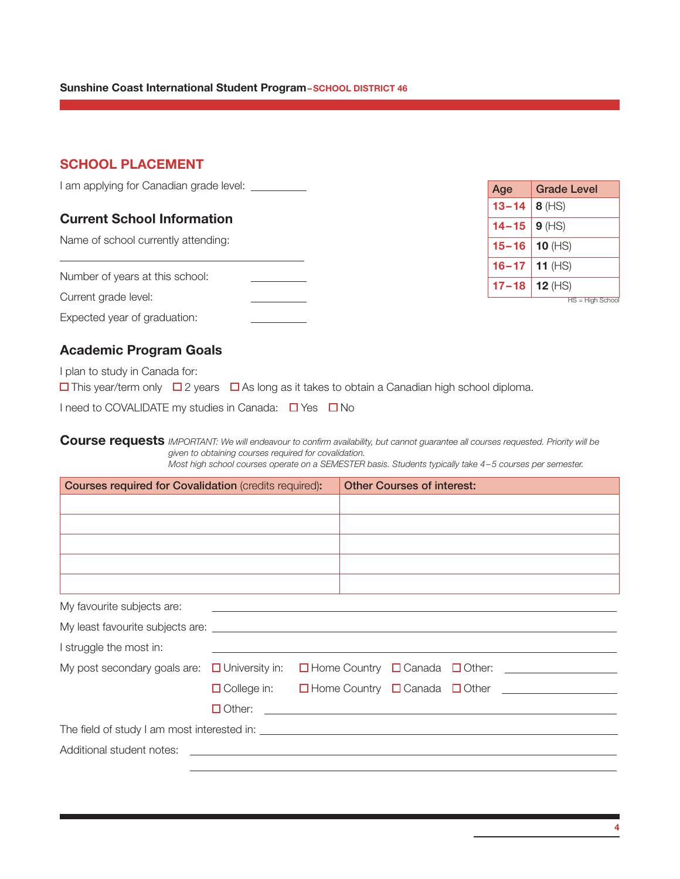## SCHOOL PLACEMENT

I am applying for Canadian grade level: __________

| Age | Grade Level |
|---|---|
| 13–14 | **8** (HS) |
| 14–15 | **9** (HS) |
| 15–16 | **10** (HS) |
| 16–17 | **11** (HS) |
| 17–18 | **12** (HS) |

HS = High School

### Current School Information

Name of school currently attending:

______________________________________

Number of years at this school: __________

Current grade level: __________

Expected year of graduation: __________

### Academic Program Goals

I plan to study in Canada for:

☐ This year/term only ☐ 2 years ☐ As long as it takes to obtain a Canadian high school diploma.

I need to COVALIDATE my studies in Canada: ☐ Yes ☐ No

### Course requests

*IMPORTANT: We will endeavour to confirm availability, but cannot guarantee all courses requested. Priority will be given to obtaining courses required for covalidation.*
*Most high school courses operate on a SEMESTER basis. Students typically take 4–5 courses per semester.*

| Courses required for Covalidation (credits required): | Other Courses of interest: |
|---|---|
| | |
| | |
| | |
| | |
| | |

My favourite subjects are: ______________________________________

My least favourite subjects are: ______________________________________

I struggle the most in: ______________________________________

My post secondary goals are: ☐ University in: ☐ Home Country ☐ Canada ☐ Other: __________

☐ College in: ☐ Home Country ☐ Canada ☐ Other __________

☐ Other: ______________________________________

The field of study I am most interested in: ______________________________________

Additional student notes: ______________________________________

______________________________________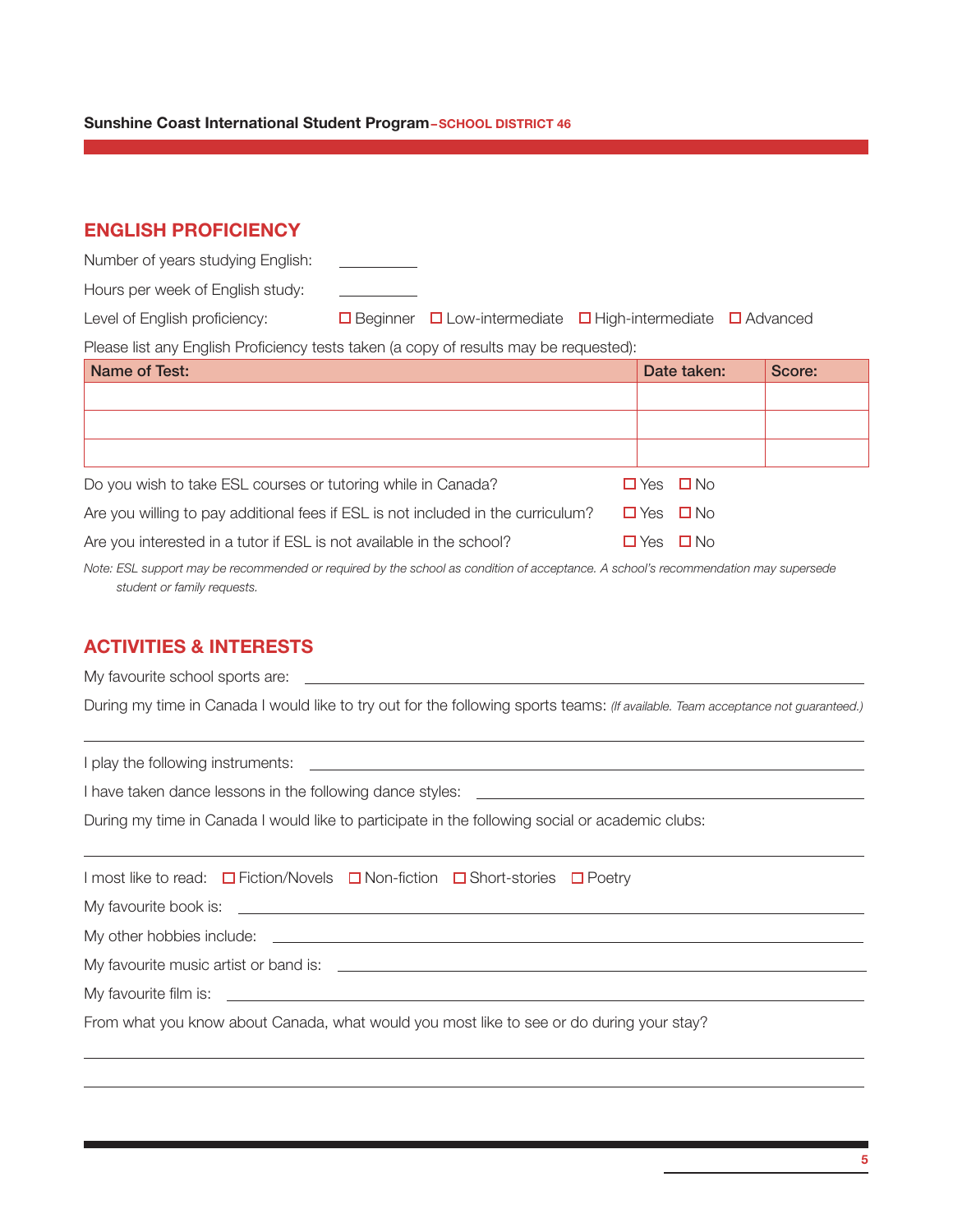## ENGLISH PROFICIENCY

Number of years studying English: __________

Hours per week of English study: __________

Level of English proficiency: ☐ Beginner ☐ Low-intermediate ☐ High-intermediate ☐ Advanced

Please list any English Proficiency tests taken (a copy of results may be requested):

| Name of Test: | Date taken: | Score: |
|---|---|---|
| | | |
| | | |
| | | |

Do you wish to take ESL courses or tutoring while in Canada? ☐ Yes ☐ No

Are you willing to pay additional fees if ESL is not included in the curriculum? ☐ Yes ☐ No

Are you interested in a tutor if ESL is not available in the school? ☐ Yes ☐ No

*Note: ESL support may be recommended or required by the school as condition of acceptance. A school's recommendation may supersede student or family requests.*

## ACTIVITIES & INTERESTS

My favourite school sports are: ______________________________

During my time in Canada I would like to try out for the following sports teams: *(If available. Team acceptance not guaranteed.)*

______________________________

I play the following instruments: ______________________________

I have taken dance lessons in the following dance styles: ______________________________

During my time in Canada I would like to participate in the following social or academic clubs:

______________________________

I most like to read: ☐ Fiction/Novels ☐ Non-fiction ☐ Short-stories ☐ Poetry

My favourite book is: ______________________________

My other hobbies include: ______________________________

My favourite music artist or band is: ______________________________

My favourite film is: ______________________________

From what you know about Canada, what would you most like to see or do during your stay?

______________________________

______________________________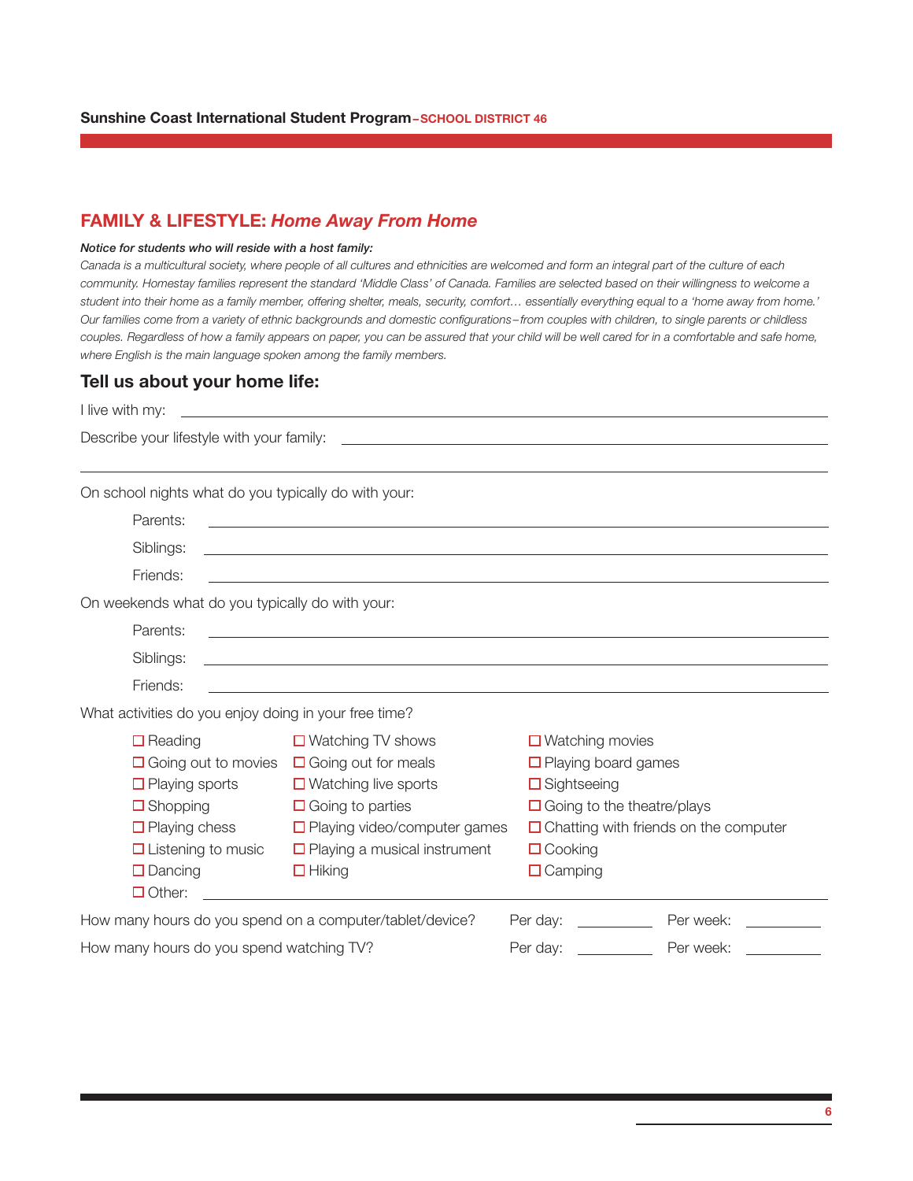## FAMILY & LIFESTYLE: *Home Away From Home*

***Notice for students who will reside with a host family:***

*Canada is a multicultural society, where people of all cultures and ethnicities are welcomed and form an integral part of the culture of each community. Homestay families represent the standard 'Middle Class' of Canada. Families are selected based on their willingness to welcome a student into their home as a family member, offering shelter, meals, security, comfort… essentially everything equal to a 'home away from home.' Our families come from a variety of ethnic backgrounds and domestic configurations – from couples with children, to single parents or childless couples. Regardless of how a family appears on paper, you can be assured that your child will be well cared for in a comfortable and safe home, where English is the main language spoken among the family members.*

### Tell us about your home life:

I live with my: ______________________________

Describe your lifestyle with your family: ______________________________

______________________________

On school nights what do you typically do with your:

- Parents: ______________________________
- Siblings: ______________________________
- Friends: ______________________________

On weekends what do you typically do with your:

- Parents: ______________________________
- Siblings: ______________________________
- Friends: ______________________________

What activities do you enjoy doing in your free time?

- ☐ Reading
- ☐ Going out to movies
- ☐ Playing sports
- ☐ Shopping
- ☐ Playing chess
- ☐ Listening to music
- ☐ Dancing
- ☐ Watching TV shows
- ☐ Going out for meals
- ☐ Watching live sports
- ☐ Going to parties
- ☐ Playing video/computer games
- ☐ Playing a musical instrument
- ☐ Hiking
- ☐ Watching movies
- ☐ Playing board games
- ☐ Sightseeing
- ☐ Going to the theatre/plays
- ☐ Chatting with friends on the computer
- ☐ Cooking
- ☐ Camping
- ☐ Other: ______________________________

How many hours do you spend on a computer/tablet/device? Per day: ________ Per week: ________

How many hours do you spend watching TV? Per day: ________ Per week: ________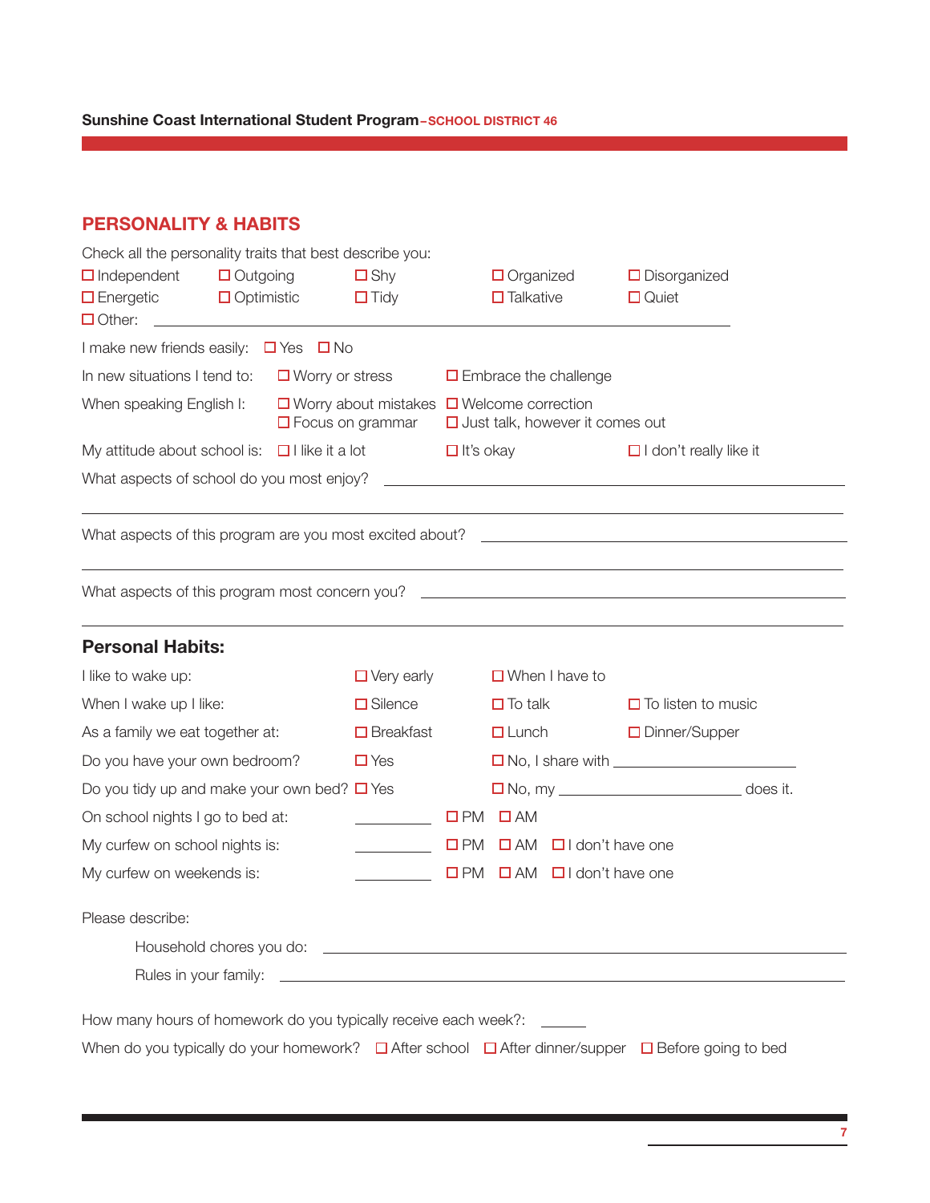## PERSONALITY & HABITS

Check all the personality traits that best describe you:

☐ Independent ☐ Outgoing ☐ Shy ☐ Organized ☐ Disorganized
☐ Energetic ☐ Optimistic ☐ Tidy ☐ Talkative ☐ Quiet
☐ Other: \_\_\_\_\_\_\_\_\_\_\_\_\_\_\_\_\_\_\_\_\_\_\_\_\_\_\_\_\_\_\_\_\_\_\_\_\_\_\_\_

I make new friends easily: ☐ Yes ☐ No

In new situations I tend to: ☐ Worry or stress ☐ Embrace the challenge

When speaking English I: ☐ Worry about mistakes ☐ Welcome correction ☐ Focus on grammar ☐ Just talk, however it comes out

My attitude about school is: ☐ I like it a lot ☐ It's okay ☐ I don't really like it

What aspects of school do you most enjoy? \_\_\_\_\_\_\_\_\_\_\_\_\_\_\_\_\_\_\_\_\_\_\_\_\_\_\_\_\_\_\_\_\_\_\_\_\_\_\_\_

\_\_\_\_\_\_\_\_\_\_\_\_\_\_\_\_\_\_\_\_\_\_\_\_\_\_\_\_\_\_\_\_\_\_\_\_\_\_\_\_\_\_\_\_\_\_\_\_\_\_\_\_\_\_\_\_\_\_\_\_\_\_\_\_\_\_\_\_\_\_

What aspects of this program are you most excited about? \_\_\_\_\_\_\_\_\_\_\_\_\_\_\_\_\_\_\_\_\_\_\_\_\_\_\_\_\_\_\_\_\_\_\_\_

\_\_\_\_\_\_\_\_\_\_\_\_\_\_\_\_\_\_\_\_\_\_\_\_\_\_\_\_\_\_\_\_\_\_\_\_\_\_\_\_\_\_\_\_\_\_\_\_\_\_\_\_\_\_\_\_\_\_\_\_\_\_\_\_\_\_\_\_\_\_

What aspects of this program most concern you? \_\_\_\_\_\_\_\_\_\_\_\_\_\_\_\_\_\_\_\_\_\_\_\_\_\_\_\_\_\_\_\_\_\_\_\_\_\_\_\_

\_\_\_\_\_\_\_\_\_\_\_\_\_\_\_\_\_\_\_\_\_\_\_\_\_\_\_\_\_\_\_\_\_\_\_\_\_\_\_\_\_\_\_\_\_\_\_\_\_\_\_\_\_\_\_\_\_\_\_\_\_\_\_\_\_\_\_\_\_\_

### Personal Habits:

I like to wake up: ☐ Very early ☐ When I have to

When I wake up I like: ☐ Silence ☐ To talk ☐ To listen to music

As a family we eat together at: ☐ Breakfast ☐ Lunch ☐ Dinner/Supper

Do you have your own bedroom? ☐ Yes ☐ No, I share with \_\_\_\_\_\_\_\_\_\_\_\_\_\_\_\_\_\_\_\_

Do you tidy up and make your own bed? ☐ Yes ☐ No, my \_\_\_\_\_\_\_\_\_\_\_\_\_\_\_\_\_\_\_\_ does it.

On school nights I go to bed at: \_\_\_\_\_\_\_\_\_\_ ☐ PM ☐ AM

My curfew on school nights is: \_\_\_\_\_\_\_\_\_\_ ☐ PM ☐ AM ☐ I don't have one

My curfew on weekends is: \_\_\_\_\_\_\_\_\_\_ ☐ PM ☐ AM ☐ I don't have one

Please describe:

Household chores you do: \_\_\_\_\_\_\_\_\_\_\_\_\_\_\_\_\_\_\_\_\_\_\_\_\_\_\_\_\_\_\_\_\_\_\_\_\_\_\_\_\_\_\_\_\_\_\_\_

Rules in your family: \_\_\_\_\_\_\_\_\_\_\_\_\_\_\_\_\_\_\_\_\_\_\_\_\_\_\_\_\_\_\_\_\_\_\_\_\_\_\_\_\_\_\_\_\_\_\_\_\_\_

How many hours of homework do you typically receive each week?: \_\_\_\_\_\_

When do you typically do your homework? ☐ After school ☐ After dinner/supper ☐ Before going to bed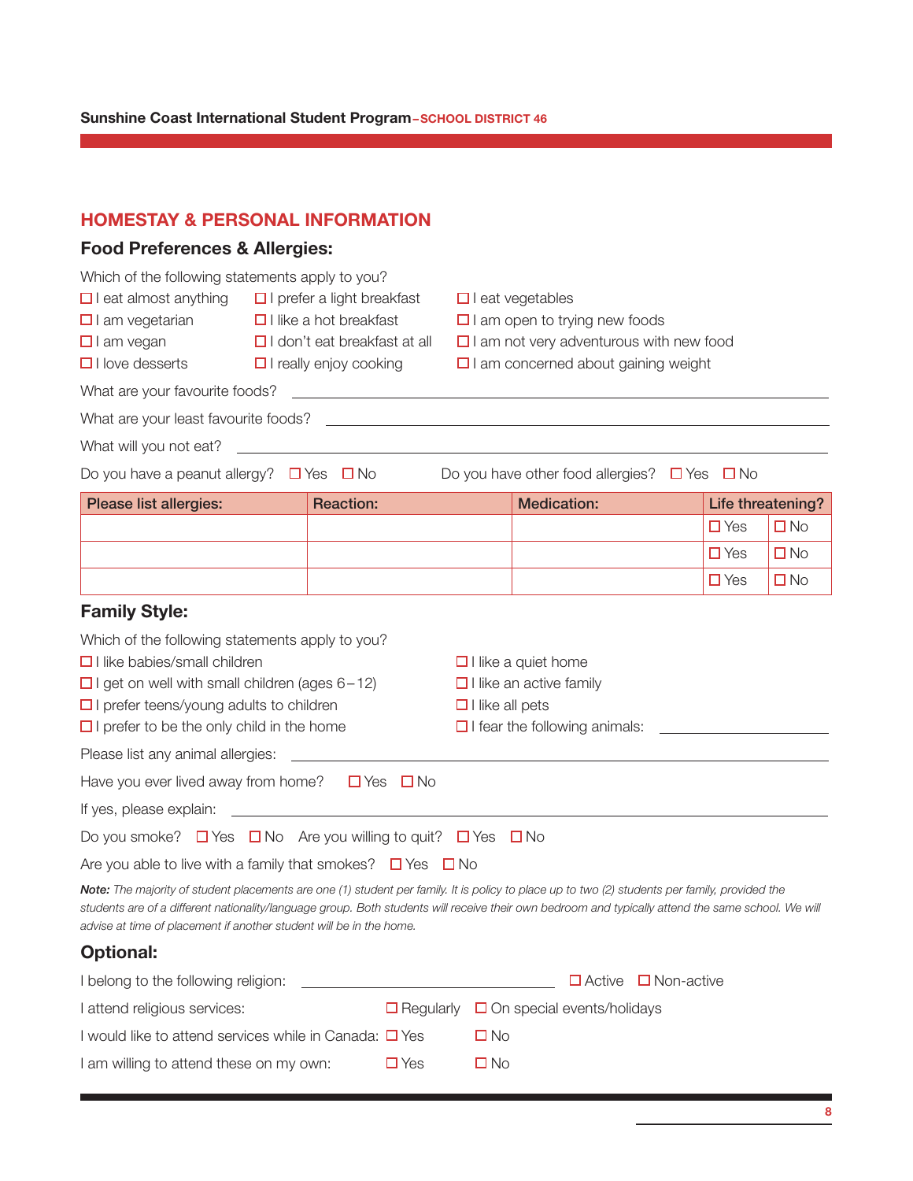## HOMESTAY & PERSONAL INFORMATION

### Food Preferences & Allergies:

Which of the following statements apply to you?

- ☐ I eat almost anything
- ☐ I am vegetarian
- ☐ I am vegan
- ☐ I love desserts
- ☐ I prefer a light breakfast
- ☐ I like a hot breakfast
- ☐ I don't eat breakfast at all
- ☐ I really enjoy cooking
- ☐ I eat vegetables
- ☐ I am open to trying new foods
- ☐ I am not very adventurous with new food
- ☐ I am concerned about gaining weight

What are your favourite foods? ______________________________

What are your least favourite foods? ______________________________

What will you not eat? ______________________________

Do you have a peanut allergy? ☐ Yes ☐ No   Do you have other food allergies? ☐ Yes ☐ No

| Please list allergies: | Reaction: | Medication: | Life threatening? | |
|---|---|---|---|---|
| | | | ☐ Yes | ☐ No |
| | | | ☐ Yes | ☐ No |
| | | | ☐ Yes | ☐ No |

### Family Style:

Which of the following statements apply to you?

- ☐ I like babies/small children
- ☐ I get on well with small children (ages 6–12)
- ☐ I prefer teens/young adults to children
- ☐ I prefer to be the only child in the home
- ☐ I like a quiet home
- ☐ I like an active family
- ☐ I like all pets
- ☐ I fear the following animals: ______________________________

Please list any animal allergies: ______________________________

Have you ever lived away from home? ☐ Yes ☐ No

If yes, please explain: ______________________________

Do you smoke? ☐ Yes ☐ No   Are you willing to quit? ☐ Yes ☐ No

Are you able to live with a family that smokes? ☐ Yes ☐ No

***Note:*** *The majority of student placements are one (1) student per family. It is policy to place up to two (2) students per family, provided the students are of a different nationality/language group. Both students will receive their own bedroom and typically attend the same school. We will advise at time of placement if another student will be in the home.*

### Optional:

I belong to the following religion: ______________________________ ☐ Active ☐ Non-active

I attend religious services: ☐ Regularly ☐ On special events/holidays

I would like to attend services while in Canada: ☐ Yes ☐ No

I am willing to attend these on my own: ☐ Yes ☐ No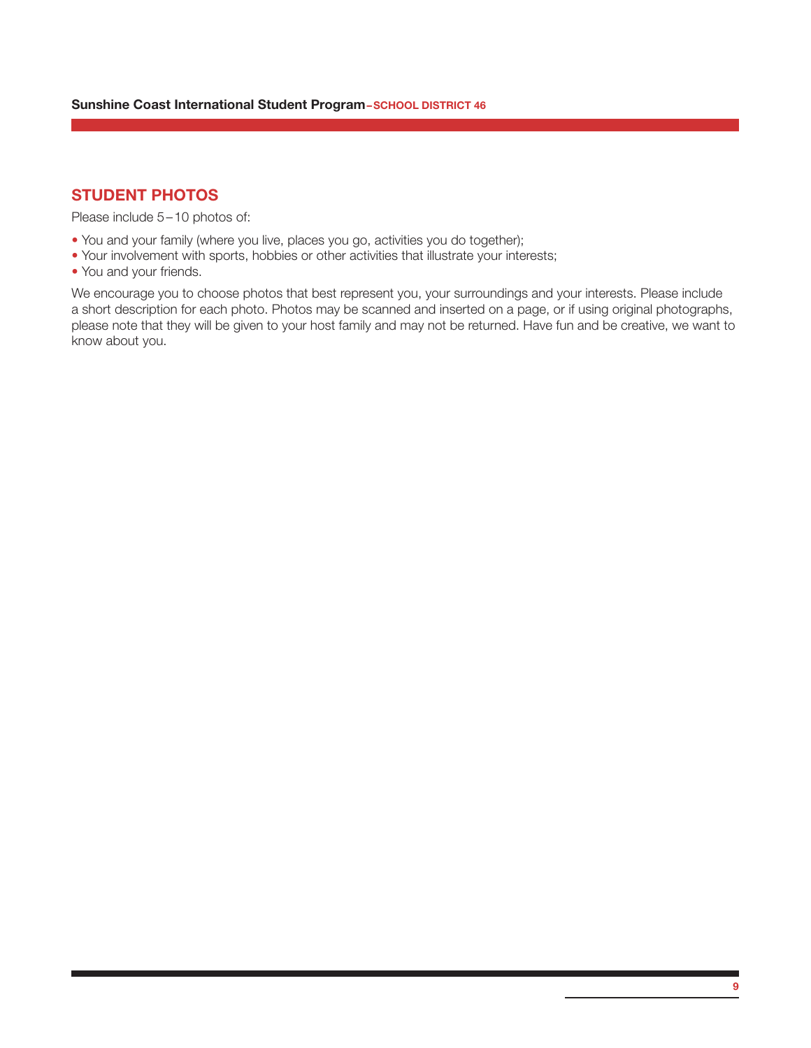## STUDENT PHOTOS

Please include 5 – 10 photos of:

- You and your family (where you live, places you go, activities you do together);
- Your involvement with sports, hobbies or other activities that illustrate your interests;
- You and your friends.

We encourage you to choose photos that best represent you, your surroundings and your interests. Please include a short description for each photo. Photos may be scanned and inserted on a page, or if using original photographs, please note that they will be given to your host family and may not be returned. Have fun and be creative, we want to know about you.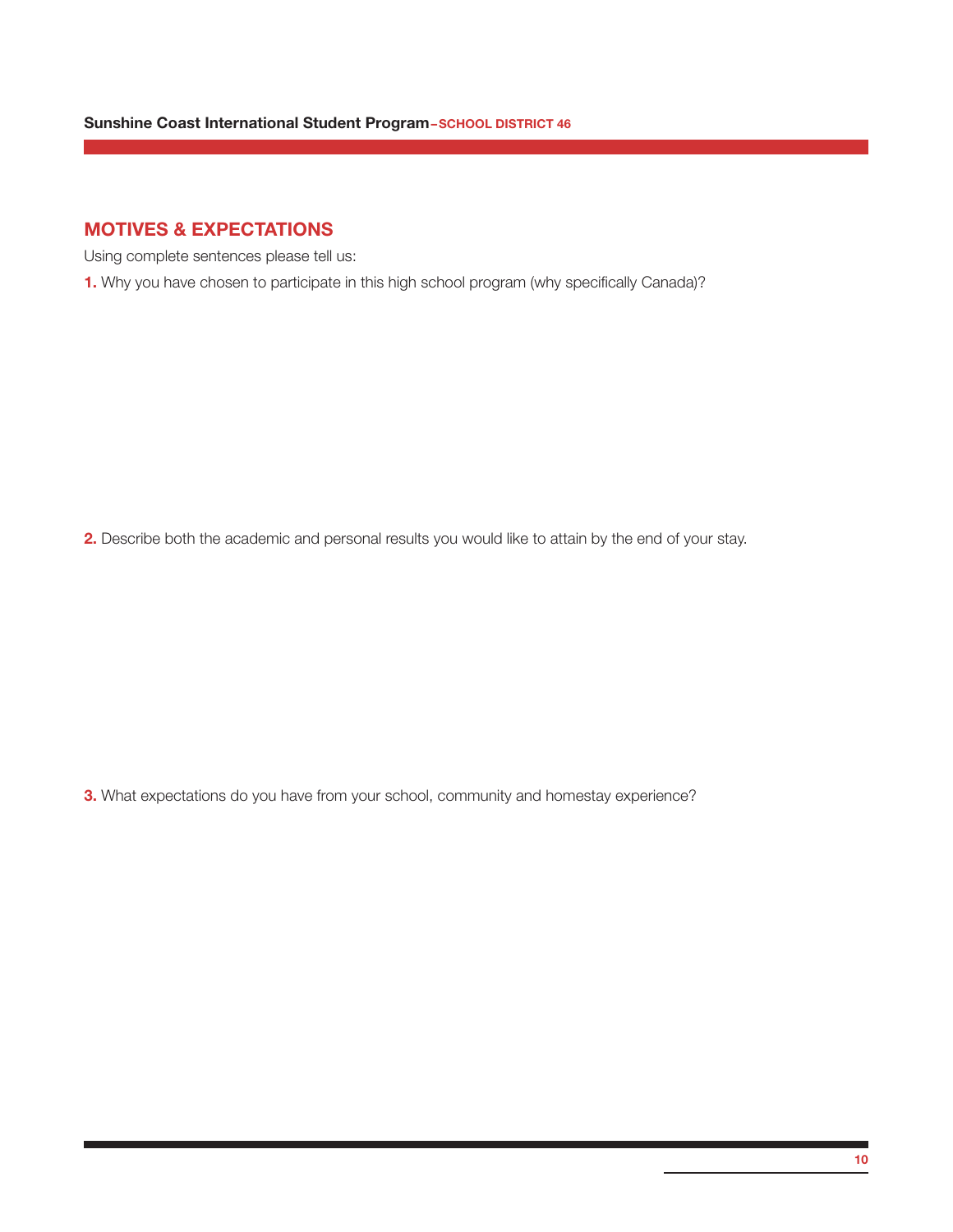## MOTIVES & EXPECTATIONS

Using complete sentences please tell us:

**1.** Why you have chosen to participate in this high school program (why specifically Canada)?

**2.** Describe both the academic and personal results you would like to attain by the end of your stay.

**3.** What expectations do you have from your school, community and homestay experience?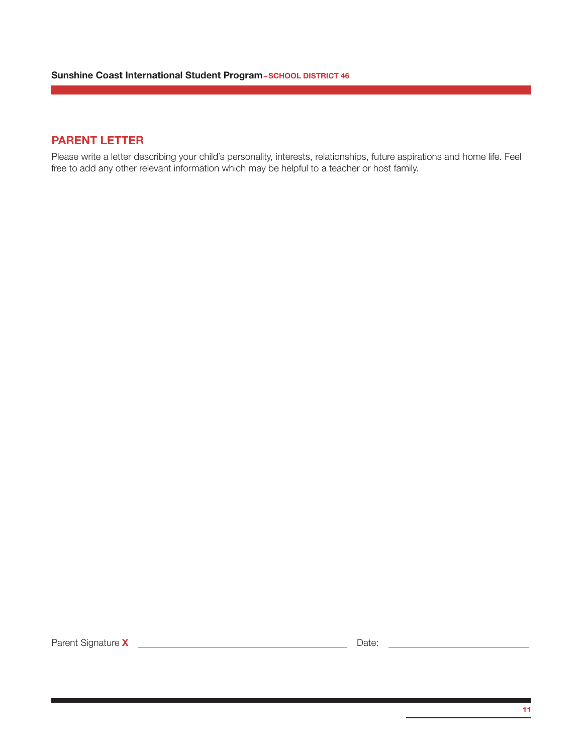## PARENT LETTER

Please write a letter describing your child's personality, interests, relationships, future aspirations and home life. Feel free to add any other relevant information which may be helpful to a teacher or host family.

Parent Signature **X** ______________________________ Date: ____________________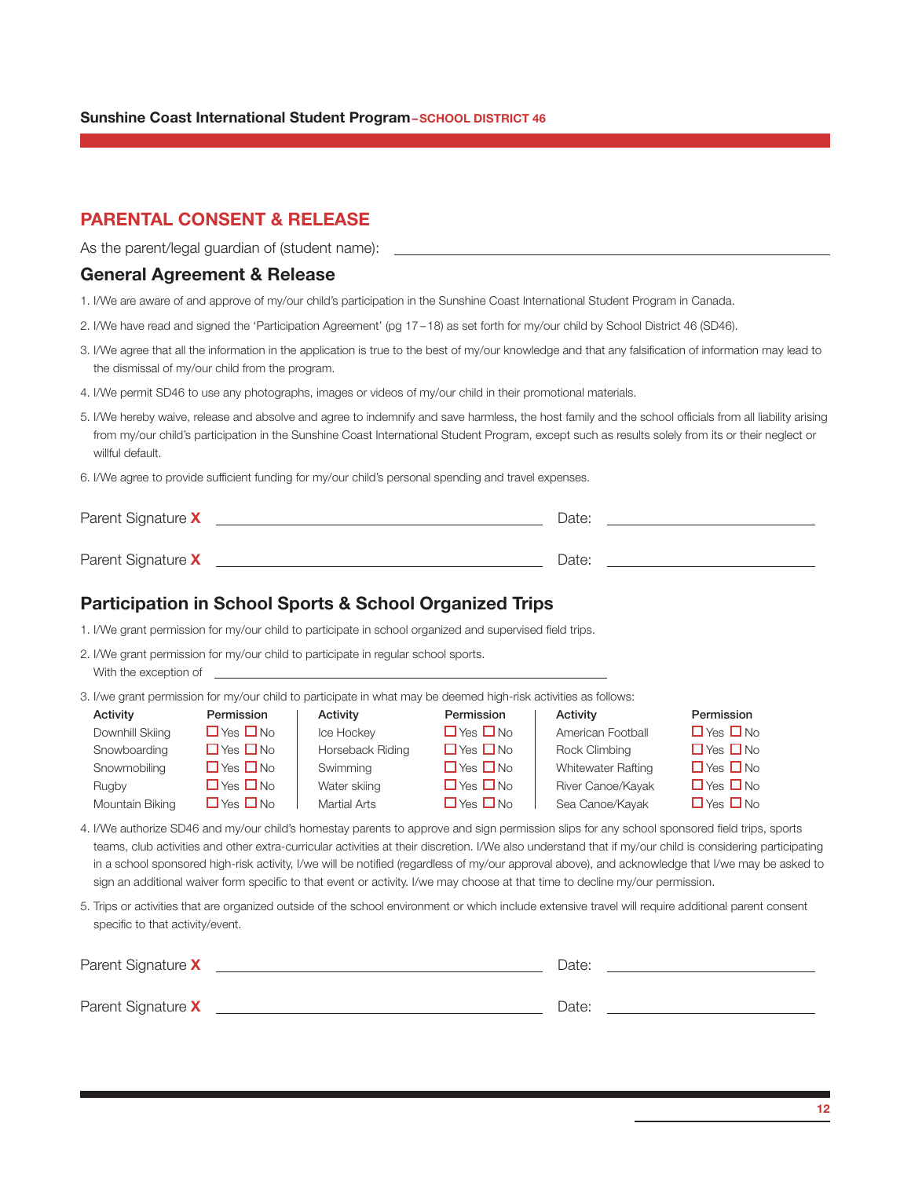## PARENTAL CONSENT & RELEASE

As the parent/legal guardian of (student name): ______________________________

### General Agreement & Release

1. I/We are aware of and approve of my/our child's participation in the Sunshine Coast International Student Program in Canada.
2. I/We have read and signed the 'Participation Agreement' (pg 17–18) as set forth for my/our child by School District 46 (SD46).
3. I/We agree that all the information in the application is true to the best of my/our knowledge and that any falsification of information may lead to the dismissal of my/our child from the program.
4. I/We permit SD46 to use any photographs, images or videos of my/our child in their promotional materials.
5. I/We hereby waive, release and absolve and agree to indemnify and save harmless, the host family and the school officials from all liability arising from my/our child's participation in the Sunshine Coast International Student Program, except such as results solely from its or their neglect or willful default.
6. I/We agree to provide sufficient funding for my/our child's personal spending and travel expenses.

Parent Signature **X** ______________________________ Date: ______________

Parent Signature **X** ______________________________ Date: ______________

### Participation in School Sports & School Organized Trips

1. I/We grant permission for my/our child to participate in school organized and supervised field trips.
2. I/We grant permission for my/our child to participate in regular school sports.
   With the exception of ______________________________
3. I/we grant permission for my/our child to participate in what may be deemed high-risk activities as follows:

| Activity | Permission | Activity | Permission | Activity | Permission |
|---|---|---|---|---|---|
| Downhill Skiing | ☐ Yes ☐ No | Ice Hockey | ☐ Yes ☐ No | American Football | ☐ Yes ☐ No |
| Snowboarding | ☐ Yes ☐ No | Horseback Riding | ☐ Yes ☐ No | Rock Climbing | ☐ Yes ☐ No |
| Snowmobiling | ☐ Yes ☐ No | Swimming | ☐ Yes ☐ No | Whitewater Rafting | ☐ Yes ☐ No |
| Rugby | ☐ Yes ☐ No | Water skiing | ☐ Yes ☐ No | River Canoe/Kayak | ☐ Yes ☐ No |
| Mountain Biking | ☐ Yes ☐ No | Martial Arts | ☐ Yes ☐ No | Sea Canoe/Kayak | ☐ Yes ☐ No |

4. I/We authorize SD46 and my/our child's homestay parents to approve and sign permission slips for any school sponsored field trips, sports teams, club activities and other extra-curricular activities at their discretion. I/We also understand that if my/our child is considering participating in a school sponsored high-risk activity, I/we will be notified (regardless of my/our approval above), and acknowledge that I/we may be asked to sign an additional waiver form specific to that event or activity. I/we may choose at that time to decline my/our permission.
5. Trips or activities that are organized outside of the school environment or which include extensive travel will require additional parent consent specific to that activity/event.

Parent Signature **X** ______________________________ Date: ______________

Parent Signature **X** ______________________________ Date: ______________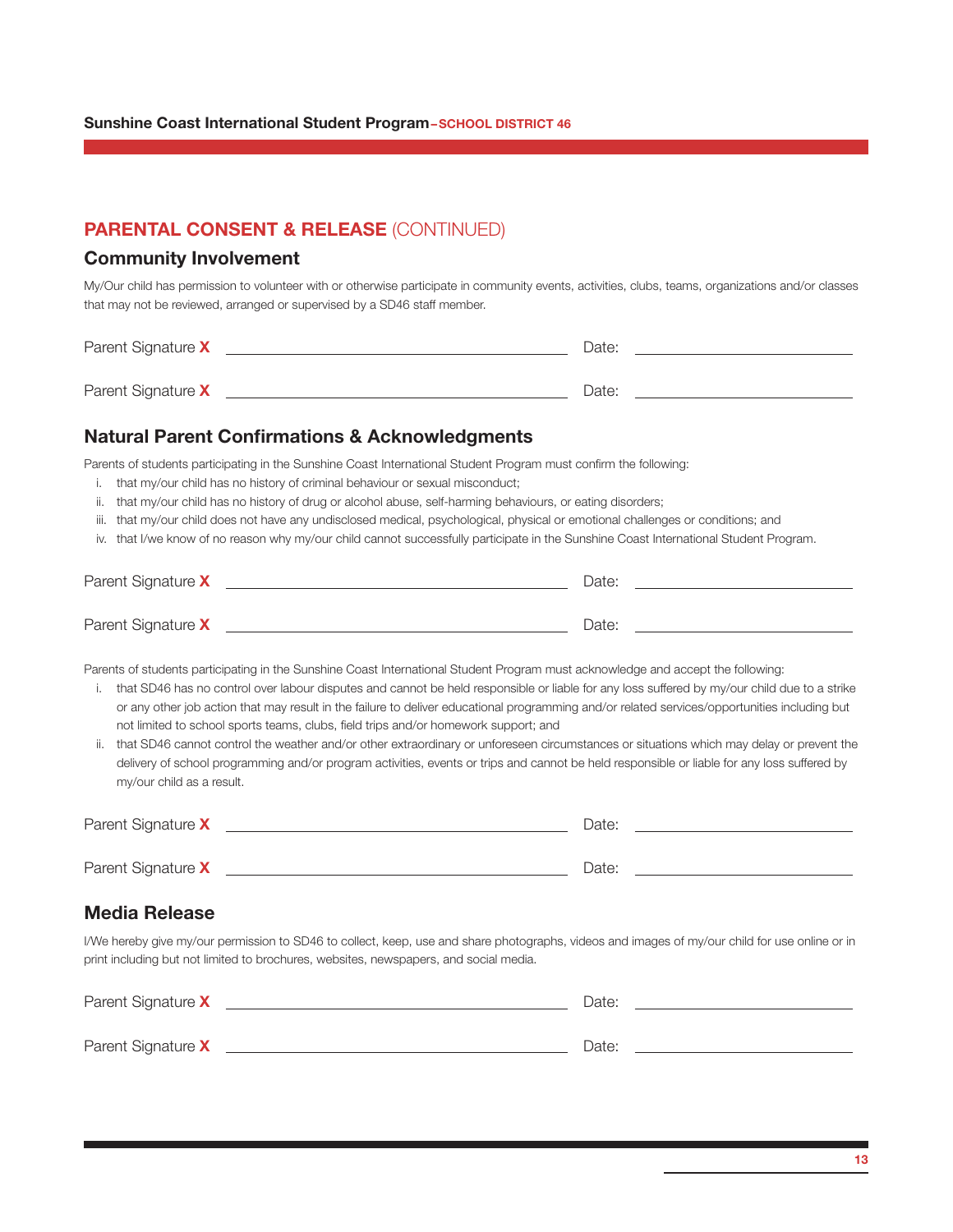## PARENTAL CONSENT & RELEASE (CONTINUED)

### Community Involvement

My/Our child has permission to volunteer with or otherwise participate in community events, activities, clubs, teams, organizations and/or classes that may not be reviewed, arranged or supervised by a SD46 staff member.

Parent Signature **X** ______________________________ Date: ____________________

Parent Signature **X** ______________________________ Date: ____________________

### Natural Parent Confirmations & Acknowledgments

Parents of students participating in the Sunshine Coast International Student Program must confirm the following:

i. that my/our child has no history of criminal behaviour or sexual misconduct;
ii. that my/our child has no history of drug or alcohol abuse, self-harming behaviours, or eating disorders;
iii. that my/our child does not have any undisclosed medical, psychological, physical or emotional challenges or conditions; and
iv. that I/we know of no reason why my/our child cannot successfully participate in the Sunshine Coast International Student Program.

Parent Signature **X** ______________________________ Date: ____________________

Parent Signature **X** ______________________________ Date: ____________________

Parents of students participating in the Sunshine Coast International Student Program must acknowledge and accept the following:

i. that SD46 has no control over labour disputes and cannot be held responsible or liable for any loss suffered by my/our child due to a strike or any other job action that may result in the failure to deliver educational programming and/or related services/opportunities including but not limited to school sports teams, clubs, field trips and/or homework support; and
ii. that SD46 cannot control the weather and/or other extraordinary or unforeseen circumstances or situations which may delay or prevent the delivery of school programming and/or program activities, events or trips and cannot be held responsible or liable for any loss suffered by my/our child as a result.

Parent Signature **X** ______________________________ Date: ____________________

Parent Signature **X** ______________________________ Date: ____________________

### Media Release

I/We hereby give my/our permission to SD46 to collect, keep, use and share photographs, videos and images of my/our child for use online or in print including but not limited to brochures, websites, newspapers, and social media.

Parent Signature **X** ______________________________ Date: ____________________

Parent Signature **X** ______________________________ Date: ____________________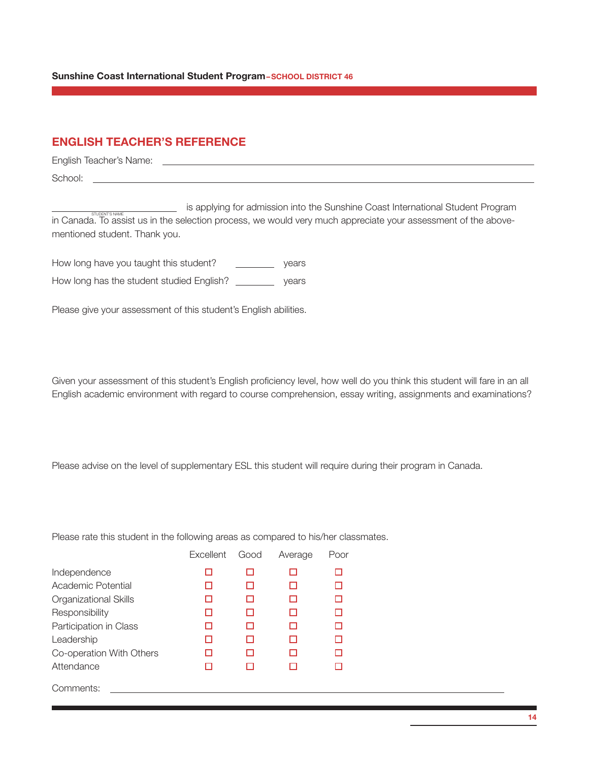## ENGLISH TEACHER'S REFERENCE

English Teacher's Name: ______________________________

School: ______________________________

______________________ (STUDENT'S NAME) is applying for admission into the Sunshine Coast International Student Program in Canada. To assist us in the selection process, we would very much appreciate your assessment of the above-mentioned student. Thank you.

How long have you taught this student? ________ years

How long has the student studied English? ________ years

Please give your assessment of this student's English abilities.

Given your assessment of this student's English proficiency level, how well do you think this student will fare in an all English academic environment with regard to course comprehension, essay writing, assignments and examinations?

Please advise on the level of supplementary ESL this student will require during their program in Canada.

Please rate this student in the following areas as compared to his/her classmates.

| | Excellent | Good | Average | Poor |
|---|---|---|---|---|
| Independence | ☐ | ☐ | ☐ | ☐ |
| Academic Potential | ☐ | ☐ | ☐ | ☐ |
| Organizational Skills | ☐ | ☐ | ☐ | ☐ |
| Responsibility | ☐ | ☐ | ☐ | ☐ |
| Participation in Class | ☐ | ☐ | ☐ | ☐ |
| Leadership | ☐ | ☐ | ☐ | ☐ |
| Co-operation With Others | ☐ | ☐ | ☐ | ☐ |
| Attendance | ☐ | ☐ | ☐ | ☐ |

Comments: ______________________________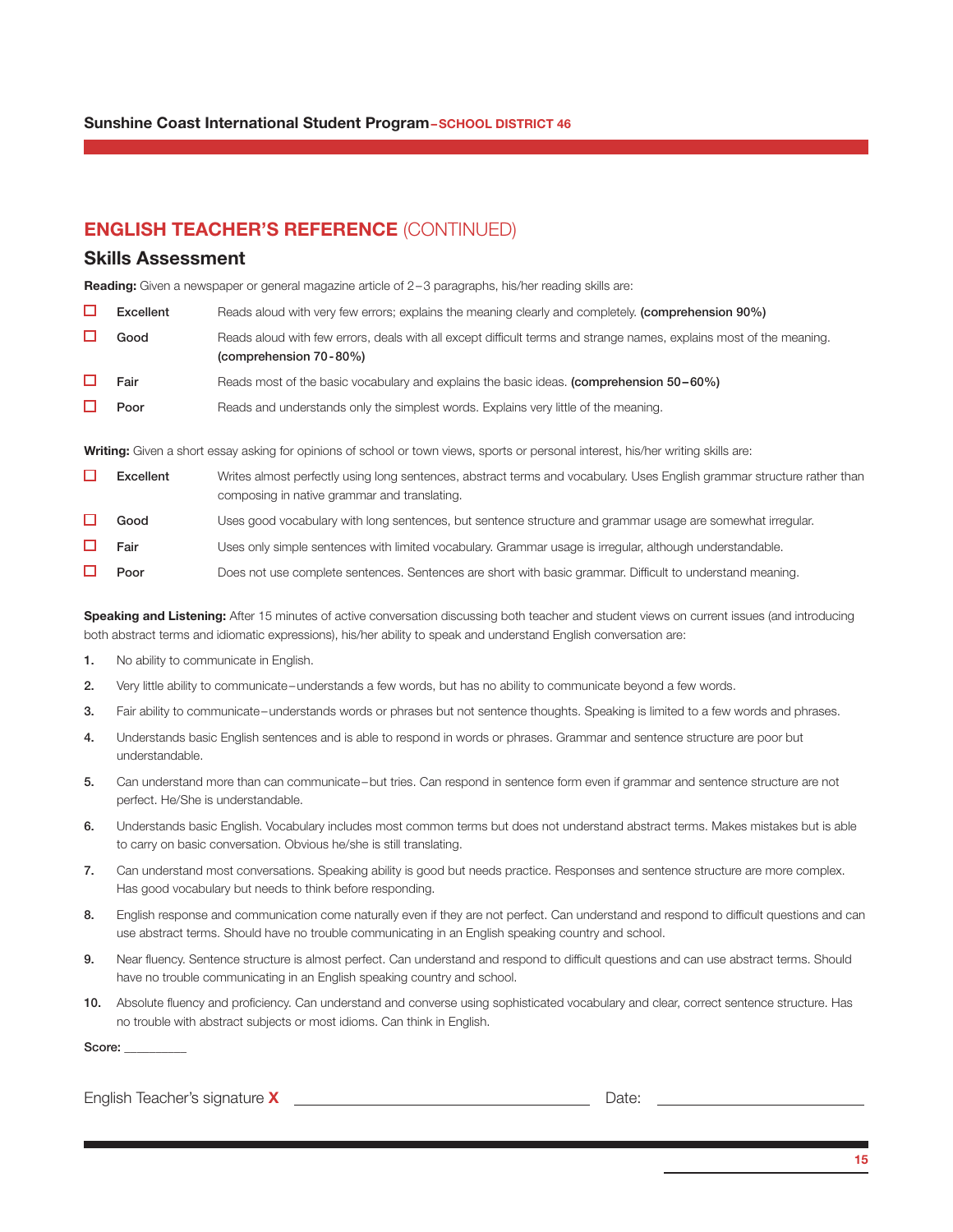## ENGLISH TEACHER'S REFERENCE (CONTINUED)

### Skills Assessment

**Reading:** Given a newspaper or general magazine article of 2–3 paragraphs, his/her reading skills are:

- ☐ **Excellent** — Reads aloud with very few errors; explains the meaning clearly and completely. **(comprehension 90%)**
- ☐ **Good** — Reads aloud with few errors, deals with all except difficult terms and strange names, explains most of the meaning. **(comprehension 70-80%)**
- ☐ **Fair** — Reads most of the basic vocabulary and explains the basic ideas. **(comprehension 50–60%)**
- ☐ **Poor** — Reads and understands only the simplest words. Explains very little of the meaning.

**Writing:** Given a short essay asking for opinions of school or town views, sports or personal interest, his/her writing skills are:

- ☐ **Excellent** — Writes almost perfectly using long sentences, abstract terms and vocabulary. Uses English grammar structure rather than composing in native grammar and translating.
- ☐ **Good** — Uses good vocabulary with long sentences, but sentence structure and grammar usage are somewhat irregular.
- ☐ **Fair** — Uses only simple sentences with limited vocabulary. Grammar usage is irregular, although understandable.
- ☐ **Poor** — Does not use complete sentences. Sentences are short with basic grammar. Difficult to understand meaning.

**Speaking and Listening:** After 15 minutes of active conversation discussing both teacher and student views on current issues (and introducing both abstract terms and idiomatic expressions), his/her ability to speak and understand English conversation are:

1. No ability to communicate in English.
2. Very little ability to communicate–understands a few words, but has no ability to communicate beyond a few words.
3. Fair ability to communicate–understands words or phrases but not sentence thoughts. Speaking is limited to a few words and phrases.
4. Understands basic English sentences and is able to respond in words or phrases. Grammar and sentence structure are poor but understandable.
5. Can understand more than can communicate–but tries. Can respond in sentence form even if grammar and sentence structure are not perfect. He/She is understandable.
6. Understands basic English. Vocabulary includes most common terms but does not understand abstract terms. Makes mistakes but is able to carry on basic conversation. Obvious he/she is still translating.
7. Can understand most conversations. Speaking ability is good but needs practice. Responses and sentence structure are more complex. Has good vocabulary but needs to think before responding.
8. English response and communication come naturally even if they are not perfect. Can understand and respond to difficult questions and can use abstract terms. Should have no trouble communicating in an English speaking country and school.
9. Near fluency. Sentence structure is almost perfect. Can understand and respond to difficult questions and can use abstract terms. Should have no trouble communicating in an English speaking country and school.
10. Absolute fluency and proficiency. Can understand and converse using sophisticated vocabulary and clear, correct sentence structure. Has no trouble with abstract subjects or most idioms. Can think in English.

**Score:** __________

English Teacher's signature **X** ______________________________ Date: ____________________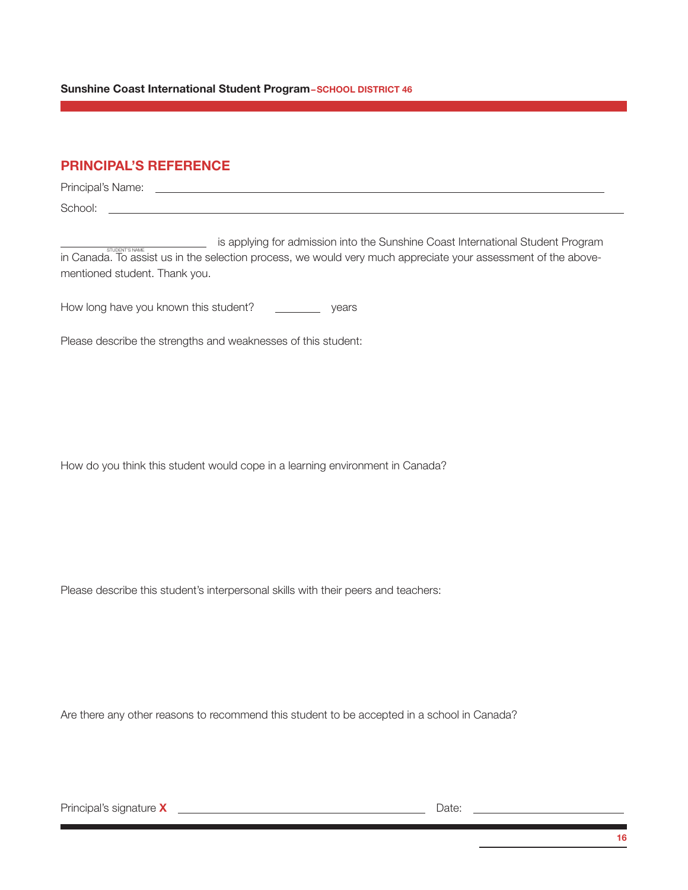## PRINCIPAL'S REFERENCE

Principal's Name: ______________________________________________

School: ______________________________________________

______________________ is applying for admission into the Sunshine Coast International Student Program
STUDENT'S NAME

in Canada. To assist us in the selection process, we would very much appreciate your assessment of the above-mentioned student. Thank you.

How long have you known this student? ________ years

Please describe the strengths and weaknesses of this student:

How do you think this student would cope in a learning environment in Canada?

Please describe this student's interpersonal skills with their peers and teachers:

Are there any other reasons to recommend this student to be accepted in a school in Canada?

Principal's signature **X** ______________________________ Date: ____________________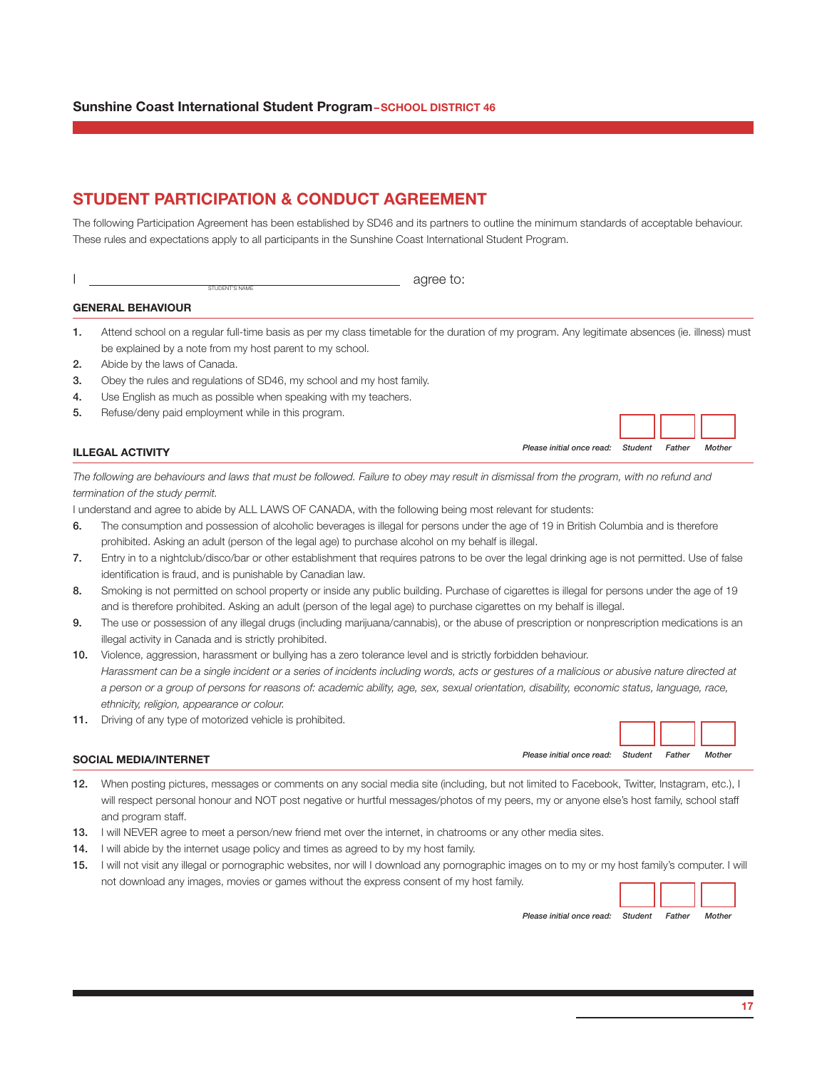# STUDENT PARTICIPATION & CONDUCT AGREEMENT

The following Participation Agreement has been established by SD46 and its partners to outline the minimum standards of acceptable behaviour. These rules and expectations apply to all participants in the Sunshine Coast International Student Program.

I ______________________________ agree to:
STUDENT'S NAME

### GENERAL BEHAVIOUR

1. Attend school on a regular full-time basis as per my class timetable for the duration of my program. Any legitimate absences (ie. illness) must be explained by a note from my host parent to my school.
2. Abide by the laws of Canada.
3. Obey the rules and regulations of SD46, my school and my host family.
4. Use English as much as possible when speaking with my teachers.
5. Refuse/deny paid employment while in this program.

*Please initial once read:* *Student* ____ *Father* ____ *Mother* ____

### ILLEGAL ACTIVITY

*The following are behaviours and laws that must be followed. Failure to obey may result in dismissal from the program, with no refund and termination of the study permit.*

I understand and agree to abide by ALL LAWS OF CANADA, with the following being most relevant for students:

6. The consumption and possession of alcoholic beverages is illegal for persons under the age of 19 in British Columbia and is therefore prohibited. Asking an adult (person of the legal age) to purchase alcohol on my behalf is illegal.
7. Entry in to a nightclub/disco/bar or other establishment that requires patrons to be over the legal drinking age is not permitted. Use of false identification is fraud, and is punishable by Canadian law.
8. Smoking is not permitted on school property or inside any public building. Purchase of cigarettes is illegal for persons under the age of 19 and is therefore prohibited. Asking an adult (person of the legal age) to purchase cigarettes on my behalf is illegal.
9. The use or possession of any illegal drugs (including marijuana/cannabis), or the abuse of prescription or nonprescription medications is an illegal activity in Canada and is strictly prohibited.
10. Violence, aggression, harassment or bullying has a zero tolerance level and is strictly forbidden behaviour.
    *Harassment can be a single incident or a series of incidents including words, acts or gestures of a malicious or abusive nature directed at a person or a group of persons for reasons of: academic ability, age, sex, sexual orientation, disability, economic status, language, race, ethnicity, religion, appearance or colour.*
11. Driving of any type of motorized vehicle is prohibited.

*Please initial once read:* *Student* ____ *Father* ____ *Mother* ____

### SOCIAL MEDIA/INTERNET

12. When posting pictures, messages or comments on any social media site (including, but not limited to Facebook, Twitter, Instagram, etc.), I will respect personal honour and NOT post negative or hurtful messages/photos of my peers, my or anyone else's host family, school staff and program staff.
13. I will NEVER agree to meet a person/new friend met over the internet, in chatrooms or any other media sites.
14. I will abide by the internet usage policy and times as agreed to by my host family.
15. I will not visit any illegal or pornographic websites, nor will I download any pornographic images on to my or my host family's computer. I will not download any images, movies or games without the express consent of my host family.

*Please initial once read:* *Student* ____ *Father* ____ *Mother* ____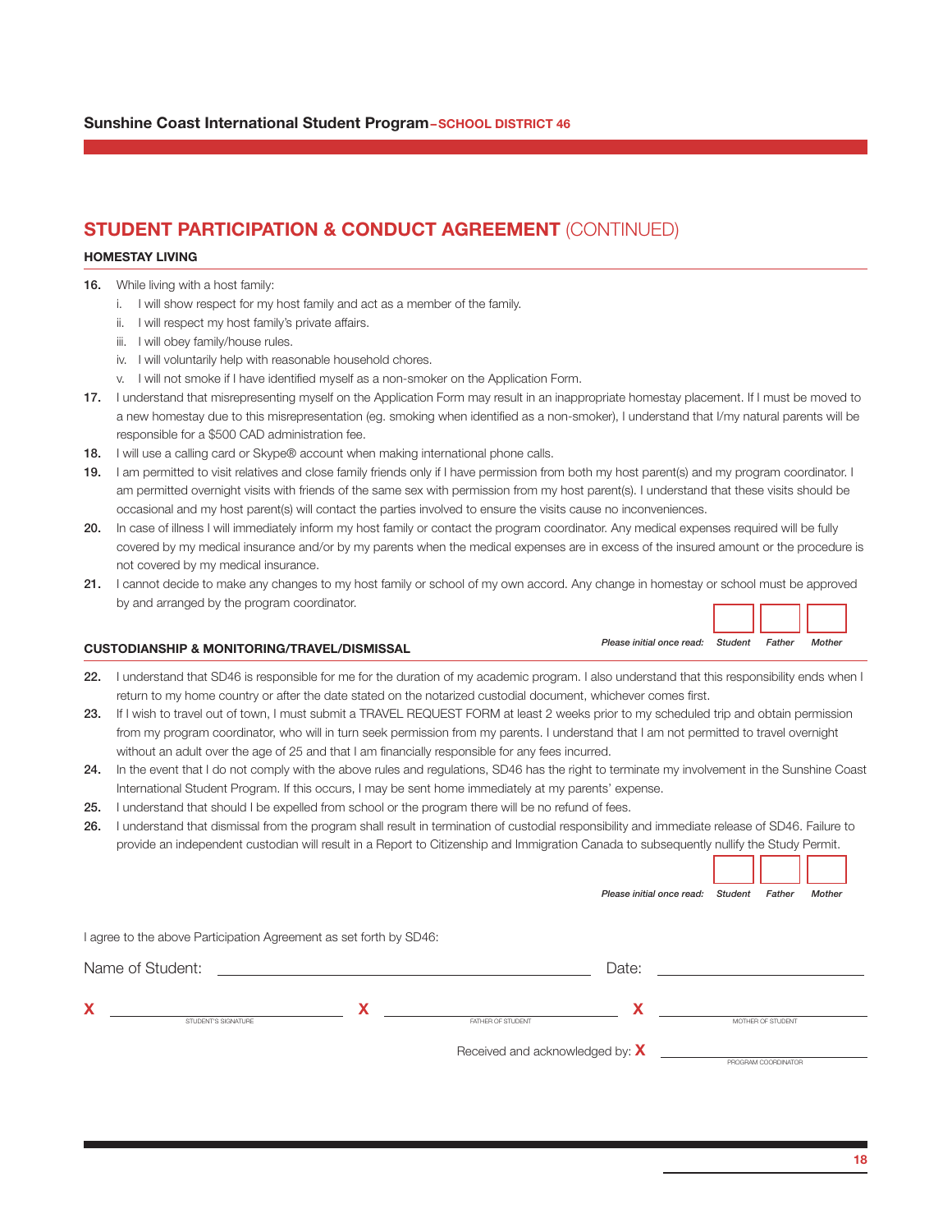## STUDENT PARTICIPATION & CONDUCT AGREEMENT (CONTINUED)

### HOMESTAY LIVING

16. While living with a host family:
    - i. I will show respect for my host family and act as a member of the family.
    - ii. I will respect my host family's private affairs.
    - iii. I will obey family/house rules.
    - iv. I will voluntarily help with reasonable household chores.
    - v. I will not smoke if I have identified myself as a non-smoker on the Application Form.
17. I understand that misrepresenting myself on the Application Form may result in an inappropriate homestay placement. If I must be moved to a new homestay due to this misrepresentation (eg. smoking when identified as a non-smoker), I understand that I/my natural parents will be responsible for a $500 CAD administration fee.
18. I will use a calling card or Skype® account when making international phone calls.
19. I am permitted to visit relatives and close family friends only if I have permission from both my host parent(s) and my program coordinator. I am permitted overnight visits with friends of the same sex with permission from my host parent(s). I understand that these visits should be occasional and my host parent(s) will contact the parties involved to ensure the visits cause no inconveniences.
20. In case of illness I will immediately inform my host family or contact the program coordinator. Any medical expenses required will be fully covered by my medical insurance and/or by my parents when the medical expenses are in excess of the insured amount or the procedure is not covered by my medical insurance.
21. I cannot decide to make any changes to my host family or school of my own accord. Any change in homestay or school must be approved by and arranged by the program coordinator.

*Please initial once read:* | *Student* ☐ | *Father* ☐ | *Mother* ☐

### CUSTODIANSHIP & MONITORING/TRAVEL/DISMISSAL

22. I understand that SD46 is responsible for me for the duration of my academic program. I also understand that this responsibility ends when I return to my home country or after the date stated on the notarized custodial document, whichever comes first.
23. If I wish to travel out of town, I must submit a TRAVEL REQUEST FORM at least 2 weeks prior to my scheduled trip and obtain permission from my program coordinator, who will in turn seek permission from my parents. I understand that I am not permitted to travel overnight without an adult over the age of 25 and that I am financially responsible for any fees incurred.
24. In the event that I do not comply with the above rules and regulations, SD46 has the right to terminate my involvement in the Sunshine Coast International Student Program. If this occurs, I may be sent home immediately at my parents' expense.
25. I understand that should I be expelled from school or the program there will be no refund of fees.
26. I understand that dismissal from the program shall result in termination of custodial responsibility and immediate release of SD46. Failure to provide an independent custodian will result in a Report to Citizenship and Immigration Canada to subsequently nullify the Study Permit.

*Please initial once read:* | *Student* ☐ | *Father* ☐ | *Mother* ☐

I agree to the above Participation Agreement as set forth by SD46:

Name of Student: ______________________________ Date: ____________________

**X** ____________________ STUDENT'S SIGNATURE

**X** ____________________ FATHER OF STUDENT

**X** ____________________ MOTHER OF STUDENT

Received and acknowledged by: **X** ____________________ PROGRAM COORDINATOR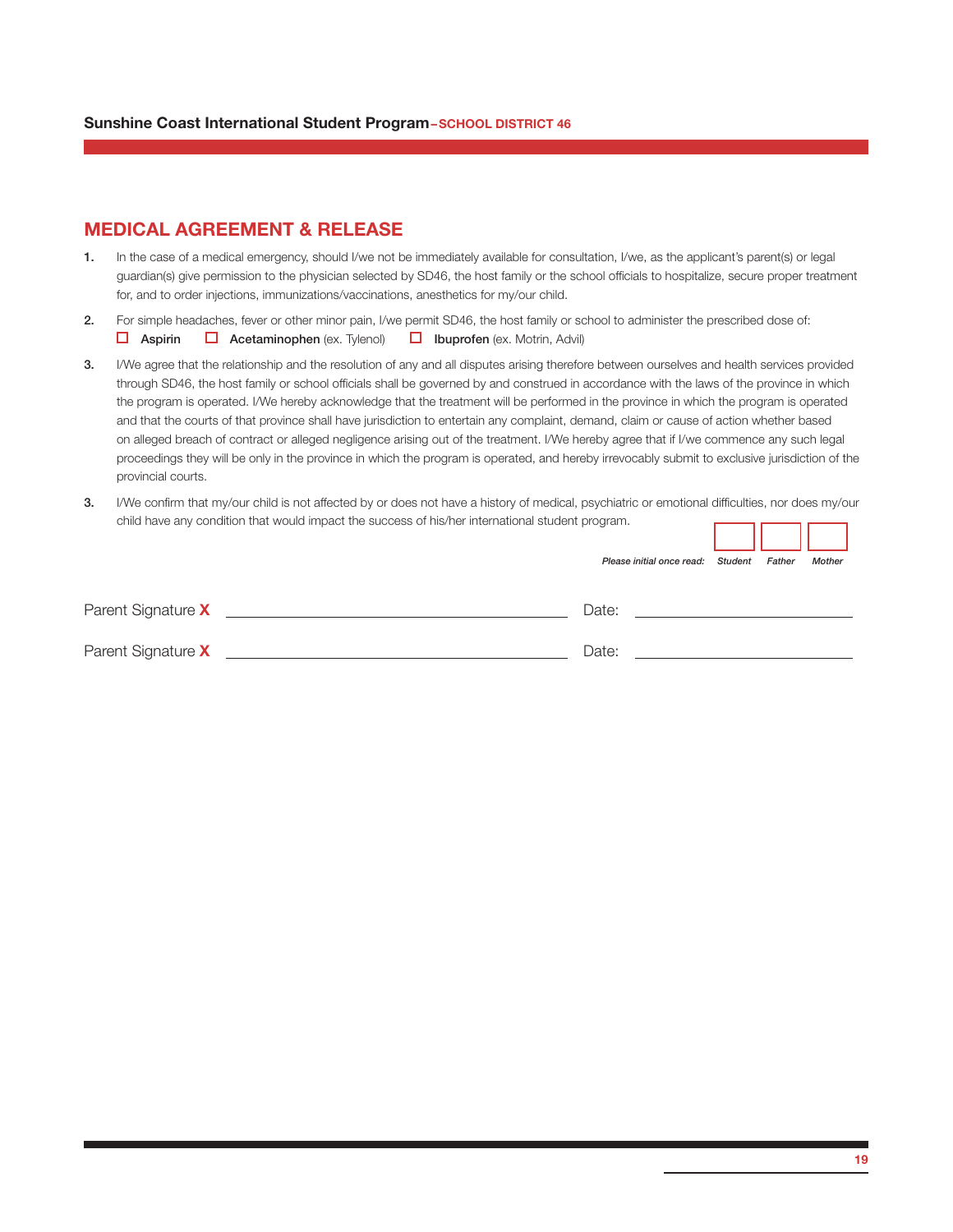## MEDICAL AGREEMENT & RELEASE

**1.** In the case of a medical emergency, should I/we not be immediately available for consultation, I/we, as the applicant's parent(s) or legal guardian(s) give permission to the physician selected by SD46, the host family or the school officials to hospitalize, secure proper treatment for, and to order injections, immunizations/vaccinations, anesthetics for my/our child.

**2.** For simple headaches, fever or other minor pain, I/we permit SD46, the host family or school to administer the prescribed dose of:
☐ **Aspirin** ☐ **Acetaminophen** (ex. Tylenol) ☐ **Ibuprofen** (ex. Motrin, Advil)

**3.** I/We agree that the relationship and the resolution of any and all disputes arising therefore between ourselves and health services provided through SD46, the host family or school officials shall be governed by and construed in accordance with the laws of the province in which the program is operated. I/We hereby acknowledge that the treatment will be performed in the province in which the program is operated and that the courts of that province shall have jurisdiction to entertain any complaint, demand, claim or cause of action whether based on alleged breach of contract or alleged negligence arising out of the treatment. I/We hereby agree that if I/we commence any such legal proceedings they will be only in the province in which the program is operated, and hereby irrevocably submit to exclusive jurisdiction of the provincial courts.

**3.** I/We confirm that my/our child is not affected by or does not have a history of medical, psychiatric or emotional difficulties, nor does my/our child have any condition that would impact the success of his/her international student program.

*Please initial once read:* ☐ *Student* ☐ *Father* ☐ *Mother*

Parent Signature **X** ______________________________ Date: ____________________

Parent Signature **X** ______________________________ Date: ____________________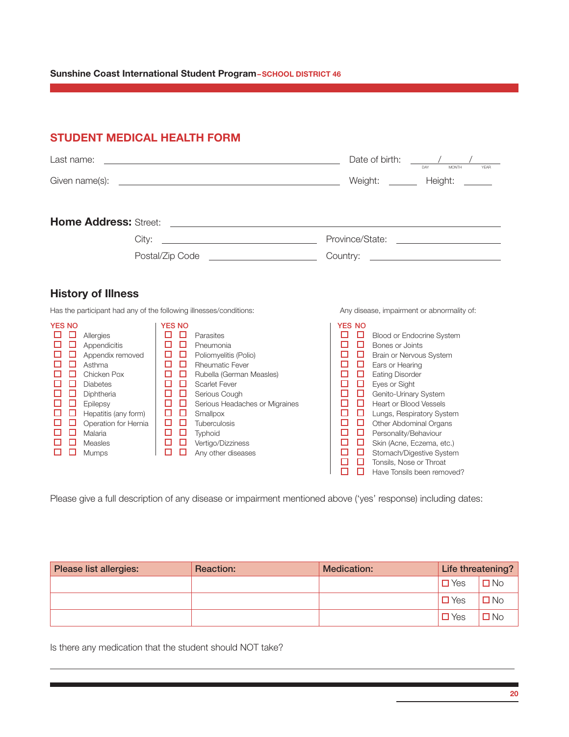**Sunshine Coast International Student Program**–SCHOOL DISTRICT 46

## STUDENT MEDICAL HEALTH FORM

Last name: ______________________ Date of birth: ____/____/____ (DAY / MONTH / YEAR)

Given name(s): ______________________ Weight: ______ Height: ______

**Home Address:** Street: ______________________

City: ______________________ Province/State: ______________________

Postal/Zip Code ______________________ Country: ______________________

### History of Illness

Has the participant had any of the following illnesses/conditions:

| YES | NO | |
|---|---|---|
| ☐ | ☐ | Allergies |
| ☐ | ☐ | Appendicitis |
| ☐ | ☐ | Appendix removed |
| ☐ | ☐ | Asthma |
| ☐ | ☐ | Chicken Pox |
| ☐ | ☐ | Diabetes |
| ☐ | ☐ | Diphtheria |
| ☐ | ☐ | Epilepsy |
| ☐ | ☐ | Hepatitis (any form) |
| ☐ | ☐ | Operation for Hernia |
| ☐ | ☐ | Malaria |
| ☐ | ☐ | Measles |
| ☐ | ☐ | Mumps |

| YES | NO | |
|---|---|---|
| ☐ | ☐ | Parasites |
| ☐ | ☐ | Pneumonia |
| ☐ | ☐ | Poliomyelitis (Polio) |
| ☐ | ☐ | Rheumatic Fever |
| ☐ | ☐ | Rubella (German Measles) |
| ☐ | ☐ | Scarlet Fever |
| ☐ | ☐ | Serious Cough |
| ☐ | ☐ | Serious Headaches or Migraines |
| ☐ | ☐ | Smallpox |
| ☐ | ☐ | Tuberculosis |
| ☐ | ☐ | Typhoid |
| ☐ | ☐ | Vertigo/Dizziness |
| ☐ | ☐ | Any other diseases |

Any disease, impairment or abnormality of:

| YES | NO | |
|---|---|---|
| ☐ | ☐ | Blood or Endocrine System |
| ☐ | ☐ | Bones or Joints |
| ☐ | ☐ | Brain or Nervous System |
| ☐ | ☐ | Ears or Hearing |
| ☐ | ☐ | Eating Disorder |
| ☐ | ☐ | Eyes or Sight |
| ☐ | ☐ | Genito-Urinary System |
| ☐ | ☐ | Heart or Blood Vessels |
| ☐ | ☐ | Lungs, Respiratory System |
| ☐ | ☐ | Other Abdominal Organs |
| ☐ | ☐ | Personality/Behaviour |
| ☐ | ☐ | Skin (Acne, Eczema, etc.) |
| ☐ | ☐ | Stomach/Digestive System |
| ☐ | ☐ | Tonsils, Nose or Throat |
| ☐ | ☐ | Have Tonsils been removed? |

Please give a full description of any disease or impairment mentioned above ('yes' response) including dates:

| Please list allergies: | Reaction: | Medication: | Life threatening? | |
|---|---|---|---|---|
| | | | ☐ Yes | ☐ No |
| | | | ☐ Yes | ☐ No |
| | | | ☐ Yes | ☐ No |

Is there any medication that the student should NOT take?

______________________________________________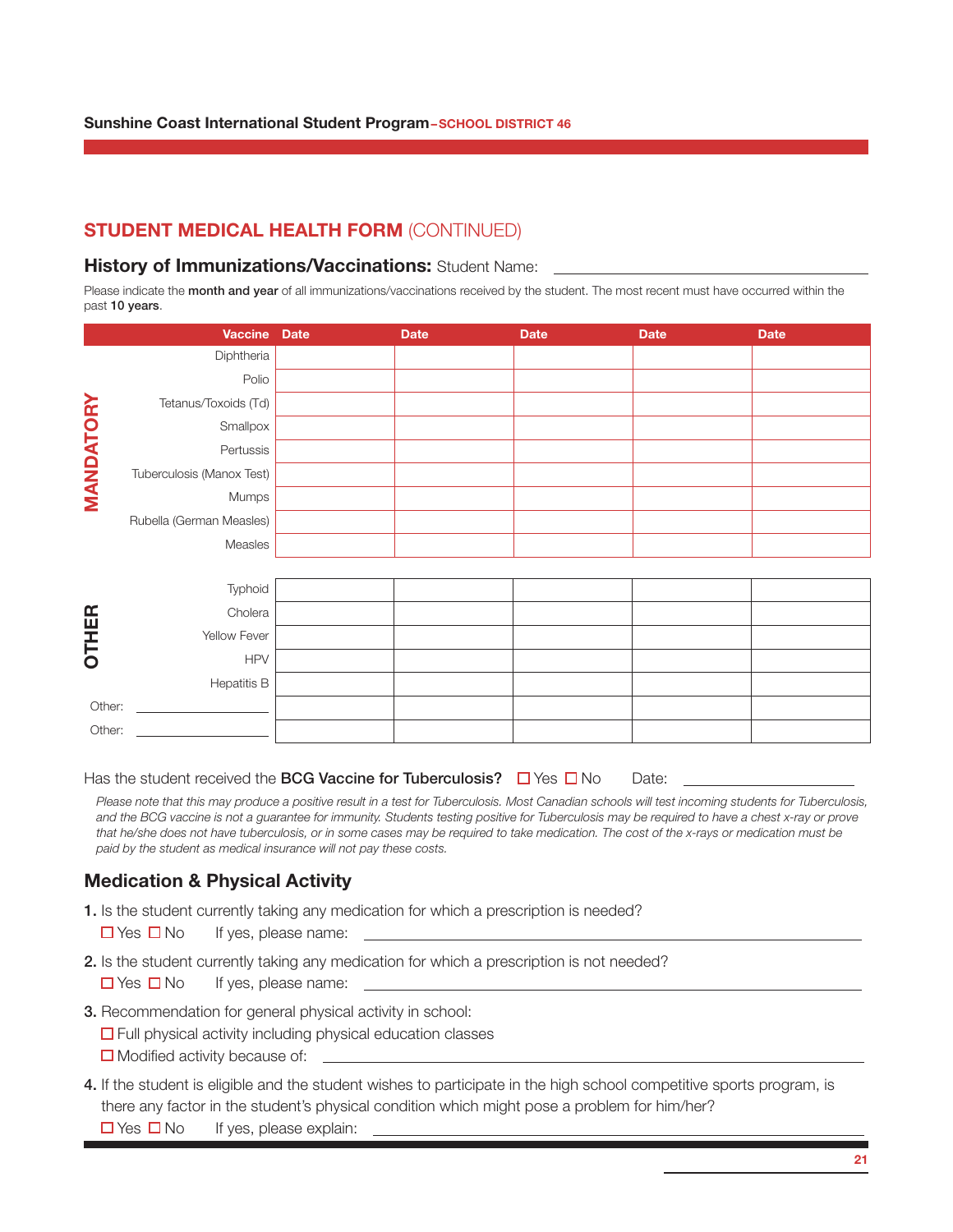## STUDENT MEDICAL HEALTH FORM (CONTINUED)

### History of Immunizations/Vaccinations: Student Name: ______________________

Please indicate the **month and year** of all immunizations/vaccinations received by the student. The most recent must have occurred within the past **10 years**.

| | Vaccine | Date | Date | Date | Date | Date |
|---|---|---|---|---|---|---|
| **MANDATORY** | Diphtheria | | | | | |
| | Polio | | | | | |
| | Tetanus/Toxoids (Td) | | | | | |
| | Smallpox | | | | | |
| | Pertussis | | | | | |
| | Tuberculosis (Manox Test) | | | | | |
| | Mumps | | | | | |
| | Rubella (German Measles) | | | | | |
| | Measles | | | | | |
| **OTHER** | Typhoid | | | | | |
| | Cholera | | | | | |
| | Yellow Fever | | | | | |
| | HPV | | | | | |
| | Hepatitis B | | | | | |
| | Other: ______________ | | | | | |
| | Other: ______________ | | | | | |

Has the student received the **BCG Vaccine for Tuberculosis?** ☐ Yes ☐ No Date: ______________

*Please note that this may produce a positive result in a test for Tuberculosis. Most Canadian schools will test incoming students for Tuberculosis, and the BCG vaccine is not a guarantee for immunity. Students testing positive for Tuberculosis may be required to have a chest x-ray or prove that he/she does not have tuberculosis, or in some cases may be required to take medication. The cost of the x-rays or medication must be paid by the student as medical insurance will not pay these costs.*

### Medication & Physical Activity

1. Is the student currently taking any medication for which a prescription is needed?
   ☐ Yes ☐ No If yes, please name: ______________________

2. Is the student currently taking any medication for which a prescription is not needed?
   ☐ Yes ☐ No If yes, please name: ______________________

3. Recommendation for general physical activity in school:
   ☐ Full physical activity including physical education classes
   ☐ Modified activity because of: ______________________

4. If the student is eligible and the student wishes to participate in the high school competitive sports program, is there any factor in the student's physical condition which might pose a problem for him/her?
   ☐ Yes ☐ No If yes, please explain: ______________________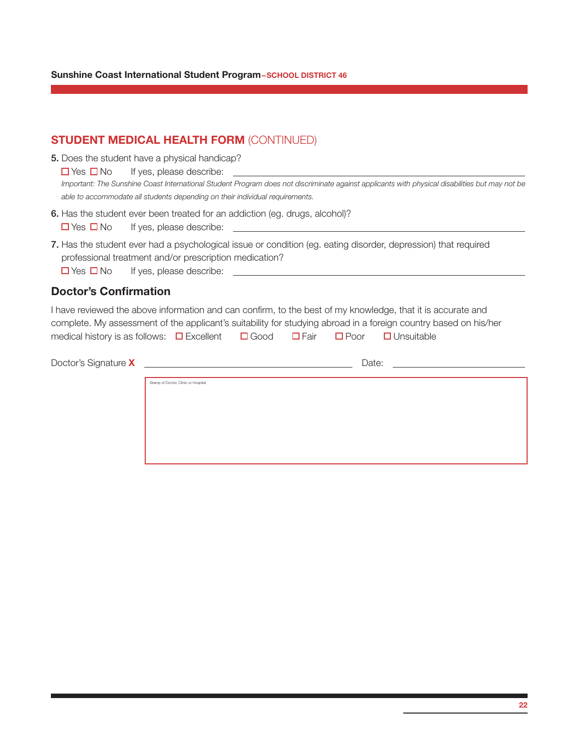## STUDENT MEDICAL HEALTH FORM (CONTINUED)

**5.** Does the student have a physical handicap?

☐ Yes ☐ No  If yes, please describe: ____________________

*Important: The Sunshine Coast International Student Program does not discriminate against applicants with physical disabilities but may not be able to accommodate all students depending on their individual requirements.*

**6.** Has the student ever been treated for an addiction (eg. drugs, alcohol)?

☐ Yes ☐ No  If yes, please describe: ____________________

**7.** Has the student ever had a psychological issue or condition (eg. eating disorder, depression) that required professional treatment and/or prescription medication?

☐ Yes ☐ No  If yes, please describe: ____________________

### Doctor's Confirmation

I have reviewed the above information and can confirm, to the best of my knowledge, that it is accurate and complete. My assessment of the applicant's suitability for studying abroad in a foreign country based on his/her medical history is as follows: ☐ Excellent ☐ Good ☐ Fair ☐ Poor ☐ Unsuitable

Doctor's Signature **X** ____________________ Date: ____________________

Stamp of Doctor, Clinic or Hospital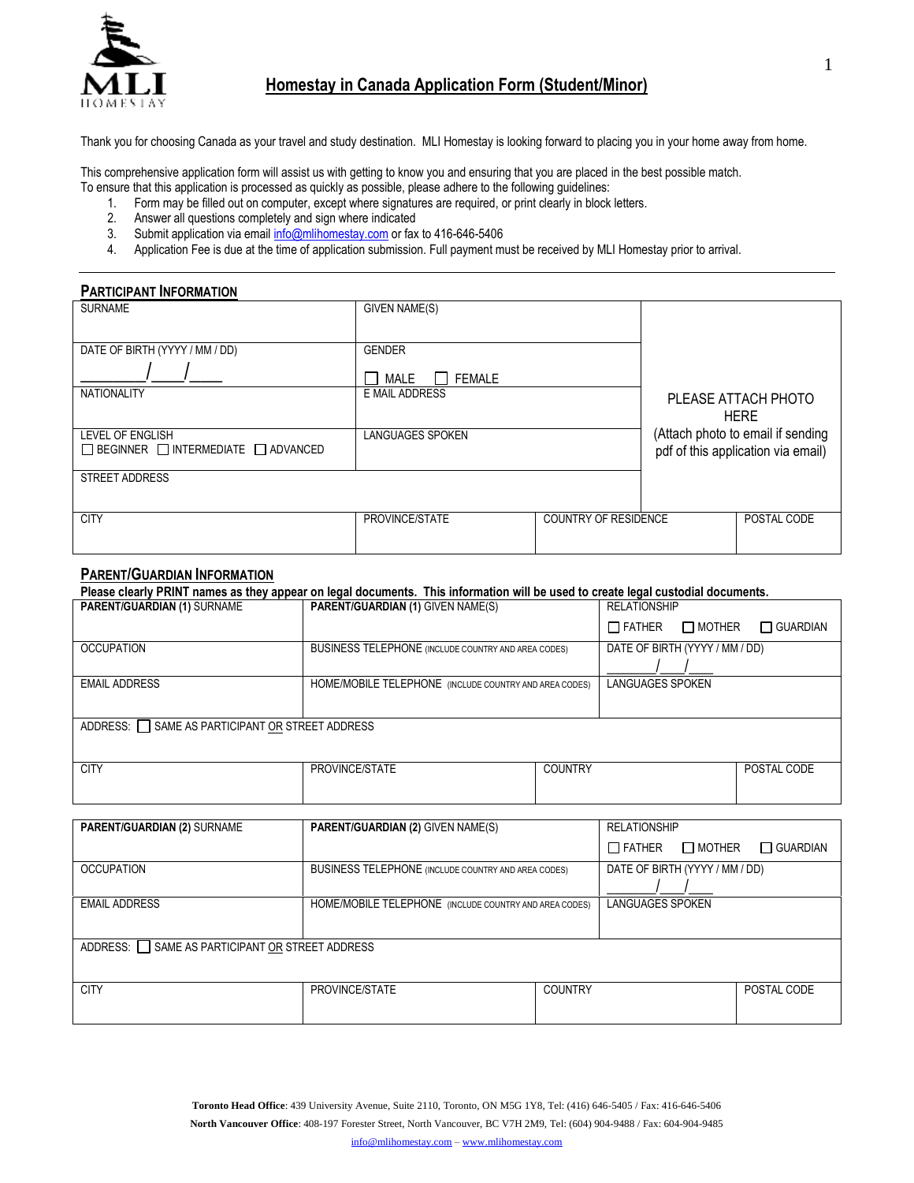# Homestay in Canada Application Form (Student/Minor)

Thank you for choosing Canada as your travel and study destination. MLI Homestay is looking forward to placing you in your home away from home.

This comprehensive application form will assist us with getting to know you and ensuring that you are placed in the best possible match. To ensure that this application is processed as quickly as possible, please adhere to the following guidelines:

1. Form may be filled out on computer, except where signatures are required, or print clearly in block letters.
2. Answer all questions completely and sign where indicated
3. Submit application via email info@mlihomestay.com or fax to 416-646-5406
4. Application Fee is due at the time of application submission. Full payment must be received by MLI Homestay prior to arrival.

## PARTICIPANT INFORMATION

| SURNAME | GIVEN NAME(S) | | PLEASE ATTACH PHOTO HERE (Attach photo to email if sending pdf of this application via email) |
|---|---|---|---|
| DATE OF BIRTH (YYYY / MM / DD) \_\_\_\_\_/\_\_\_/\_\_\_ | GENDER ☐ MALE ☐ FEMALE | | |
| NATIONALITY | E MAIL ADDRESS | | |
| LEVEL OF ENGLISH ☐ BEGINNER ☐ INTERMEDIATE ☐ ADVANCED | LANGUAGES SPOKEN | | |
| STREET ADDRESS | | | |
| CITY | PROVINCE/STATE | COUNTRY OF RESIDENCE | POSTAL CODE |

## PARENT/GUARDIAN INFORMATION

**Please clearly PRINT names as they appear on legal documents. This information will be used to create legal custodial documents.**

| **PARENT/GUARDIAN (1)** SURNAME | **PARENT/GUARDIAN (1)** GIVEN NAME(S) | | RELATIONSHIP ☐ FATHER ☐ MOTHER ☐ GUARDIAN | |
|---|---|---|---|---|
| OCCUPATION | BUSINESS TELEPHONE (INCLUDE COUNTRY AND AREA CODES) | | DATE OF BIRTH (YYYY / MM / DD) \_\_\_\_\_/\_\_\_/\_\_\_ | |
| EMAIL ADDRESS | HOME/MOBILE TELEPHONE (INCLUDE COUNTRY AND AREA CODES) | | LANGUAGES SPOKEN | |
| ADDRESS: ☐ SAME AS PARTICIPANT OR STREET ADDRESS | | | | |
| CITY | PROVINCE/STATE | COUNTRY | | POSTAL CODE |

| **PARENT/GUARDIAN (2)** SURNAME | **PARENT/GUARDIAN (2)** GIVEN NAME(S) | | RELATIONSHIP ☐ FATHER ☐ MOTHER ☐ GUARDIAN | |
|---|---|---|---|---|
| OCCUPATION | BUSINESS TELEPHONE (INCLUDE COUNTRY AND AREA CODES) | | DATE OF BIRTH (YYYY / MM / DD) \_\_\_\_\_/\_\_\_/\_\_\_ | |
| EMAIL ADDRESS | HOME/MOBILE TELEPHONE (INCLUDE COUNTRY AND AREA CODES) | | LANGUAGES SPOKEN | |
| ADDRESS: ☐ SAME AS PARTICIPANT OR STREET ADDRESS | | | | |
| CITY | PROVINCE/STATE | COUNTRY | | POSTAL CODE |

**Toronto Head Office**: 439 University Avenue, Suite 2110, Toronto, ON M5G 1Y8, Tel: (416) 646-5405 / Fax: 416-646-5406
**North Vancouver Office**: 408-197 Forester Street, North Vancouver, BC V7H 2M9, Tel: (604) 904-9488 / Fax: 604-904-9485
info@mlihomestay.com – www.mlihomestay.com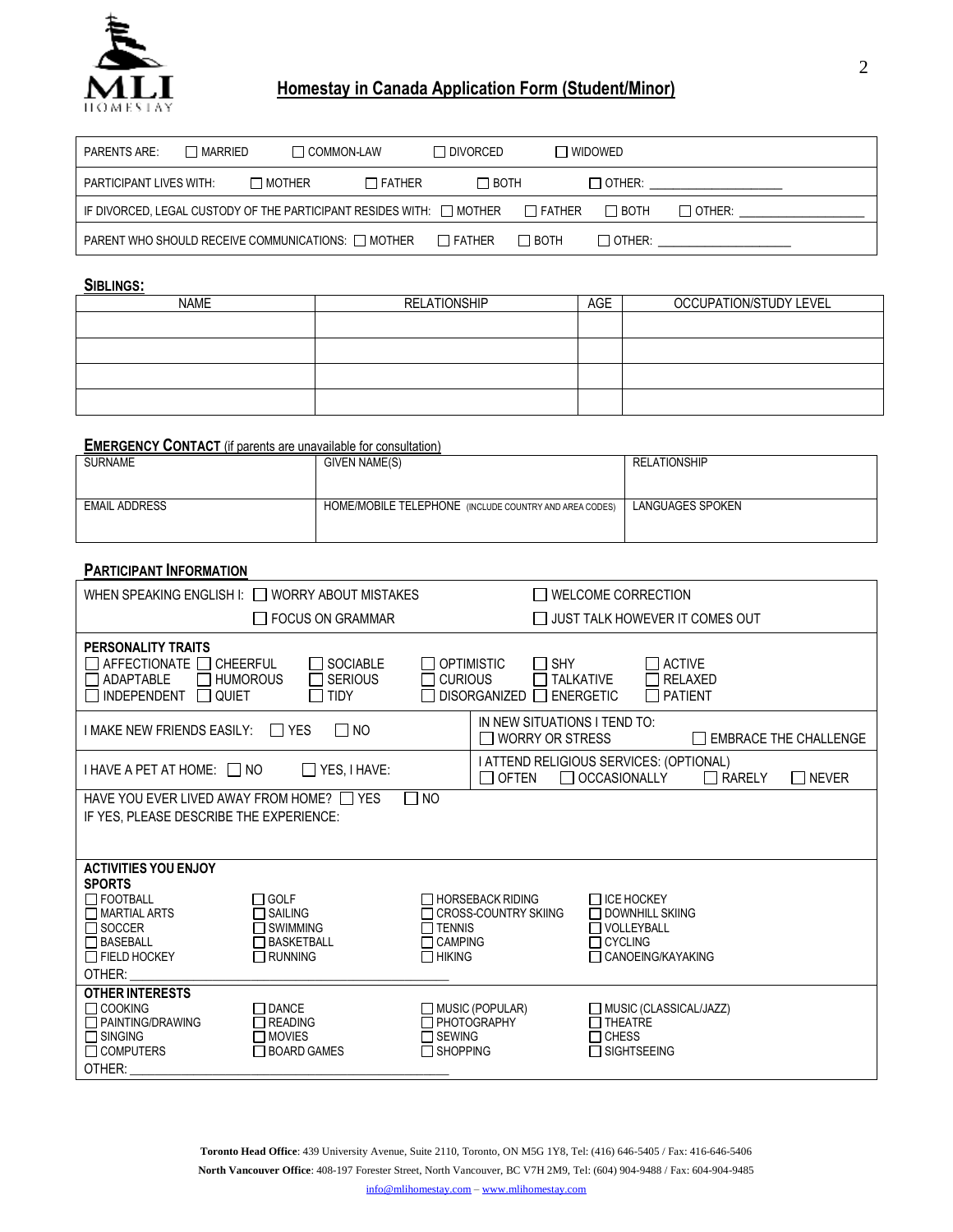## Homestay in Canada Application Form (Student/Minor)

| PARENTS ARE: ☐ MARRIED ☐ COMMON-LAW ☐ DIVORCED ☐ WIDOWED |
|---|
| PARTICIPANT LIVES WITH: ☐ MOTHER ☐ FATHER ☐ BOTH ☐ OTHER: ____________ |
| IF DIVORCED, LEGAL CUSTODY OF THE PARTICIPANT RESIDES WITH: ☐ MOTHER ☐ FATHER ☐ BOTH ☐ OTHER: ____________ |
| PARENT WHO SHOULD RECEIVE COMMUNICATIONS: ☐ MOTHER ☐ FATHER ☐ BOTH ☐ OTHER: ____________ |

**SIBLINGS:**

| NAME | RELATIONSHIP | AGE | OCCUPATION/STUDY LEVEL |
|---|---|---|---|
| | | | |
| | | | |
| | | | |
| | | | |

**EMERGENCY CONTACT** (if parents are unavailable for consultation)

| SURNAME | GIVEN NAME(S) | RELATIONSHIP |
|---|---|---|
| | | |
| EMAIL ADDRESS | HOME/MOBILE TELEPHONE (INCLUDE COUNTRY AND AREA CODES) | LANGUAGES SPOKEN |
| | | |

**PARTICIPANT INFORMATION**

WHEN SPEAKING ENGLISH I: ☐ WORRY ABOUT MISTAKES ☐ WELCOME CORRECTION ☐ FOCUS ON GRAMMAR ☐ JUST TALK HOWEVER IT COMES OUT

**PERSONALITY TRAITS**
☐ AFFECTIONATE ☐ CHEERFUL ☐ SOCIABLE ☐ OPTIMISTIC ☐ SHY ☐ ACTIVE
☐ ADAPTABLE ☐ HUMOROUS ☐ SERIOUS ☐ CURIOUS ☐ TALKATIVE ☐ RELAXED
☐ INDEPENDENT ☐ QUIET ☐ TIDY ☐ DISORGANIZED ☐ ENERGETIC ☐ PATIENT

I MAKE NEW FRIENDS EASILY: ☐ YES ☐ NO

IN NEW SITUATIONS I TEND TO: ☐ WORRY OR STRESS ☐ EMBRACE THE CHALLENGE

I HAVE A PET AT HOME: ☐ NO ☐ YES, I HAVE:

I ATTEND RELIGIOUS SERVICES: (OPTIONAL) ☐ OFTEN ☐ OCCASIONALLY ☐ RARELY ☐ NEVER

HAVE YOU EVER LIVED AWAY FROM HOME? ☐ YES ☐ NO
IF YES, PLEASE DESCRIBE THE EXPERIENCE:

**ACTIVITIES YOU ENJOY**

**SPORTS**
☐ FOOTBALL ☐ GOLF ☐ HORSEBACK RIDING ☐ ICE HOCKEY
☐ MARTIAL ARTS ☐ SAILING ☐ CROSS-COUNTRY SKIING ☐ DOWNHILL SKIING
☐ SOCCER ☐ SWIMMING ☐ TENNIS ☐ VOLLEYBALL
☐ BASEBALL ☐ BASKETBALL ☐ CAMPING ☐ CYCLING
☐ FIELD HOCKEY ☐ RUNNING ☐ HIKING ☐ CANOEING/KAYAKING
OTHER: ____________

**OTHER INTERESTS**
☐ COOKING ☐ DANCE ☐ MUSIC (POPULAR) ☐ MUSIC (CLASSICAL/JAZZ)
☐ PAINTING/DRAWING ☐ READING ☐ PHOTOGRAPHY ☐ THEATRE
☐ SINGING ☐ MOVIES ☐ SEWING ☐ CHESS
☐ COMPUTERS ☐ BOARD GAMES ☐ SHOPPING ☐ SIGHTSEEING
OTHER: ____________

**Toronto Head Office**: 439 University Avenue, Suite 2110, Toronto, ON M5G 1Y8, Tel: (416) 646-5405 / Fax: 416-646-5406
**North Vancouver Office**: 408-197 Forester Street, North Vancouver, BC V7H 2M9, Tel: (604) 904-9488 / Fax: 604-904-9485
info@mlihomestay.com – www.mlihomestay.com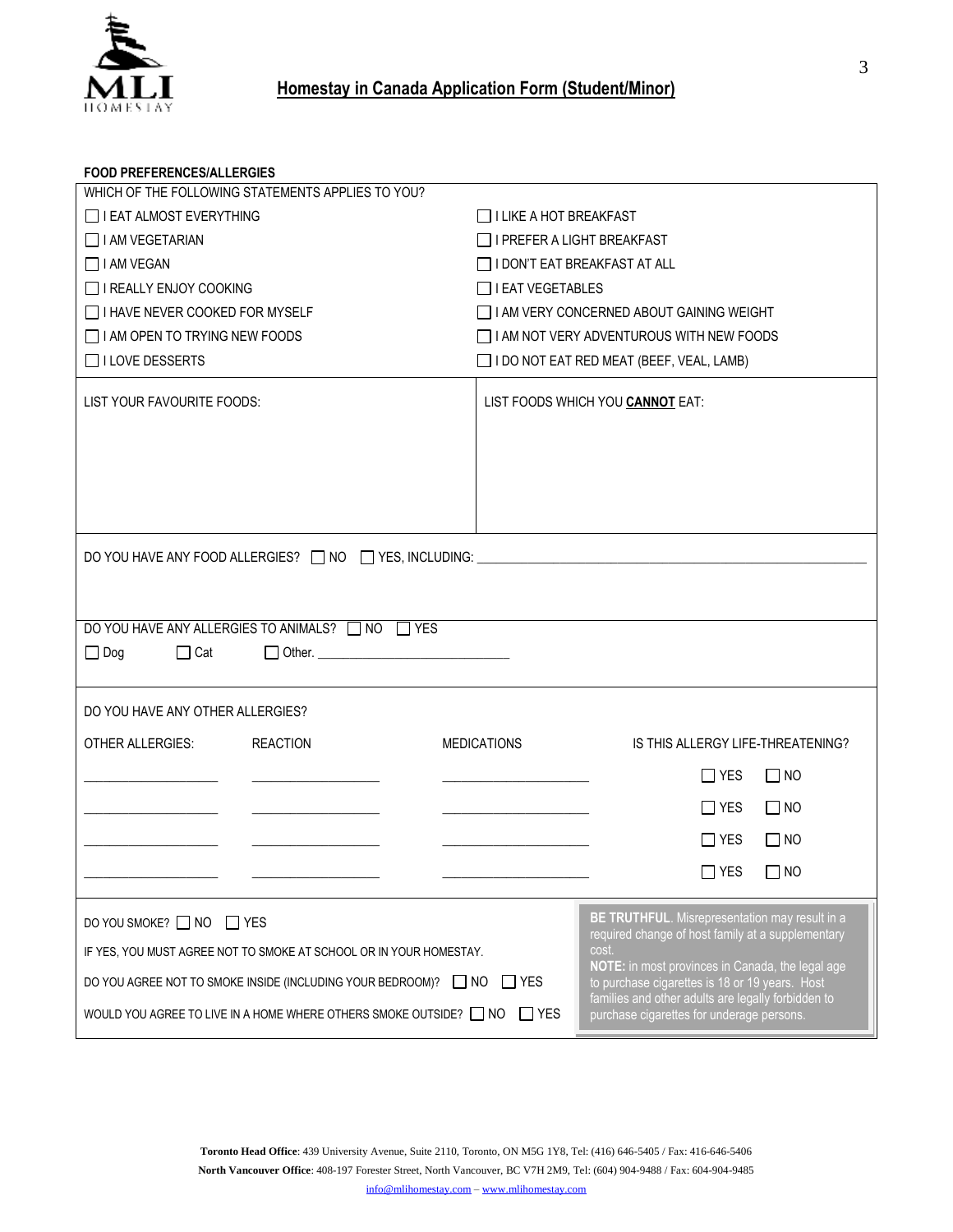# Homestay in Canada Application Form (Student/Minor)

**FOOD PREFERENCES/ALLERGIES**

WHICH OF THE FOLLOWING STATEMENTS APPLIES TO YOU?

| | |
|---|---|
| ☐ I EAT ALMOST EVERYTHING | ☐ I LIKE A HOT BREAKFAST |
| ☐ I AM VEGETARIAN | ☐ I PREFER A LIGHT BREAKFAST |
| ☐ I AM VEGAN | ☐ I DON'T EAT BREAKFAST AT ALL |
| ☐ I REALLY ENJOY COOKING | ☐ I EAT VEGETABLES |
| ☐ I HAVE NEVER COOKED FOR MYSELF | ☐ I AM VERY CONCERNED ABOUT GAINING WEIGHT |
| ☐ I AM OPEN TO TRYING NEW FOODS | ☐ I AM NOT VERY ADVENTUROUS WITH NEW FOODS |
| ☐ I LOVE DESSERTS | ☐ I DO NOT EAT RED MEAT (BEEF, VEAL, LAMB) |

| LIST YOUR FAVOURITE FOODS: | LIST FOODS WHICH YOU **CANNOT** EAT: |
|---|---|
| | |

DO YOU HAVE ANY FOOD ALLERGIES? ☐ NO ☐ YES, INCLUDING: ____________________

DO YOU HAVE ANY ALLERGIES TO ANIMALS? ☐ NO ☐ YES

☐ Dog ☐ Cat ☐ Other. ____________________

DO YOU HAVE ANY OTHER ALLERGIES?

| OTHER ALLERGIES: | REACTION | MEDICATIONS | IS THIS ALLERGY LIFE-THREATENING? |
|---|---|---|---|
| ________ | ________ | ________ | ☐ YES ☐ NO |
| ________ | ________ | ________ | ☐ YES ☐ NO |
| ________ | ________ | ________ | ☐ YES ☐ NO |
| ________ | ________ | ________ | ☐ YES ☐ NO |

DO YOU SMOKE? ☐ NO ☐ YES

IF YES, YOU MUST AGREE NOT TO SMOKE AT SCHOOL OR IN YOUR HOMESTAY.

DO YOU AGREE NOT TO SMOKE INSIDE (INCLUDING YOUR BEDROOM)? ☐ NO ☐ YES

WOULD YOU AGREE TO LIVE IN A HOME WHERE OTHERS SMOKE OUTSIDE? ☐ NO ☐ YES

**BE TRUTHFUL**. Misrepresentation may result in a required change of host family at a supplementary cost.

**NOTE:** in most provinces in Canada, the legal age to purchase cigarettes is 18 or 19 years. Host families and other adults are legally forbidden to purchase cigarettes for underage persons.

**Toronto Head Office**: 439 University Avenue, Suite 2110, Toronto, ON M5G 1Y8, Tel: (416) 646-5405 / Fax: 416-646-5406
**North Vancouver Office**: 408-197 Forester Street, North Vancouver, BC V7H 2M9, Tel: (604) 904-9488 / Fax: 604-904-9485
info@mlihomestay.com – www.mlihomestay.com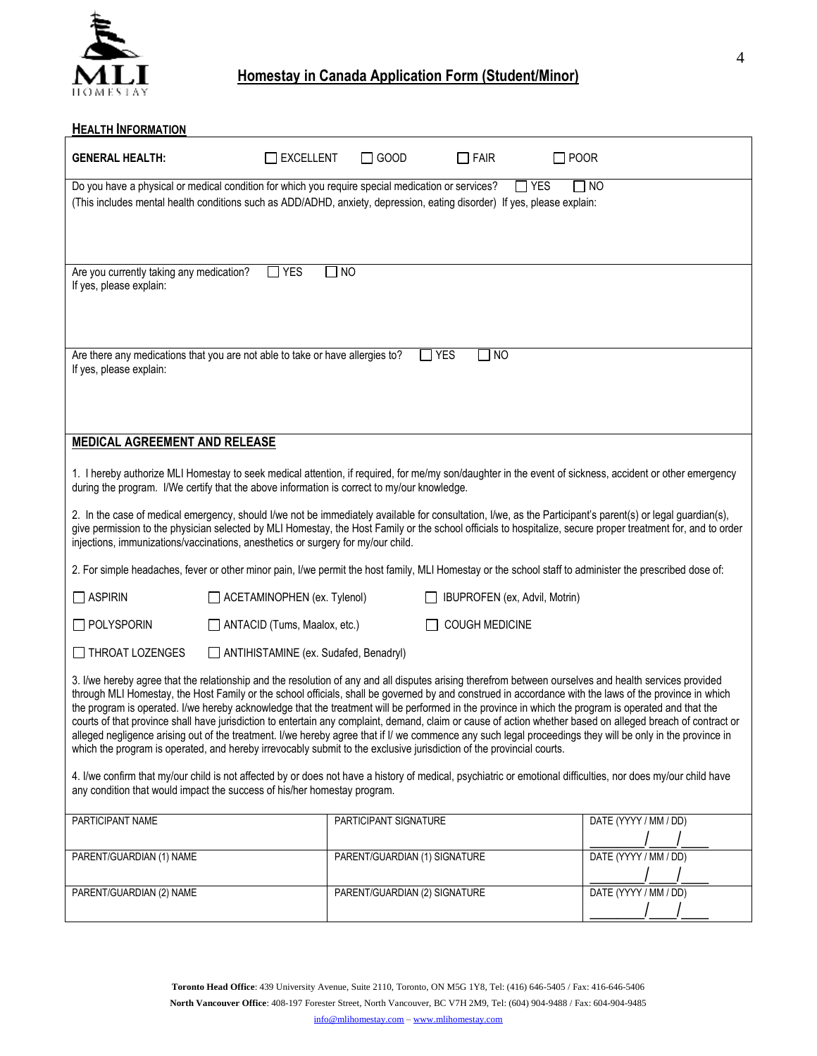# Homestay in Canada Application Form (Student/Minor)

## HEALTH INFORMATION

**GENERAL HEALTH:** ☐ EXCELLENT ☐ GOOD ☐ FAIR ☐ POOR

Do you have a physical or medical condition for which you require special medication or services? ☐ YES ☐ NO
(This includes mental health conditions such as ADD/ADHD, anxiety, depression, eating disorder) If yes, please explain:

Are you currently taking any medication? ☐ YES ☐ NO
If yes, please explain:

Are there any medications that you are not able to take or have allergies to? ☐ YES ☐ NO
If yes, please explain:

## MEDICAL AGREEMENT AND RELEASE

1. I hereby authorize MLI Homestay to seek medical attention, if required, for me/my son/daughter in the event of sickness, accident or other emergency during the program. I/We certify that the above information is correct to my/our knowledge.

2. In the case of medical emergency, should I/we not be immediately available for consultation, I/we, as the Participant's parent(s) or legal guardian(s), give permission to the physician selected by MLI Homestay, the Host Family or the school officials to hospitalize, secure proper treatment for, and to order injections, immunizations/vaccinations, anesthetics or surgery for my/our child.

2. For simple headaches, fever or other minor pain, I/we permit the host family, MLI Homestay or the school staff to administer the prescribed dose of:

☐ ASPIRIN ☐ ACETAMINOPHEN (ex. Tylenol) ☐ IBUPROFEN (ex, Advil, Motrin)

☐ POLYSPORIN ☐ ANTACID (Tums, Maalox, etc.) ☐ COUGH MEDICINE

☐ THROAT LOZENGES ☐ ANTIHISTAMINE (ex. Sudafed, Benadryl)

3. I/we hereby agree that the relationship and the resolution of any and all disputes arising therefrom between ourselves and health services provided through MLI Homestay, the Host Family or the school officials, shall be governed by and construed in accordance with the laws of the province in which the program is operated. I/we hereby acknowledge that the treatment will be performed in the province in which the program is operated and that the courts of that province shall have jurisdiction to entertain any complaint, demand, claim or cause of action whether based on alleged breach of contract or alleged negligence arising out of the treatment. I/we hereby agree that if I/ we commence any such legal proceedings they will be only in the province in which the program is operated, and hereby irrevocably submit to the exclusive jurisdiction of the provincial courts.

4. I/we confirm that my/our child is not affected by or does not have a history of medical, psychiatric or emotional difficulties, nor does my/our child have any condition that would impact the success of his/her homestay program.

| PARTICIPANT NAME | PARTICIPANT SIGNATURE | DATE (YYYY / MM / DD) |
|---|---|---|
| | | ____/____/____ |
| PARENT/GUARDIAN (1) NAME | PARENT/GUARDIAN (1) SIGNATURE | DATE (YYYY / MM / DD) |
| | | ____/____/____ |
| PARENT/GUARDIAN (2) NAME | PARENT/GUARDIAN (2) SIGNATURE | DATE (YYYY / MM / DD) |
| | | ____/____/____ |

**Toronto Head Office**: 439 University Avenue, Suite 2110, Toronto, ON M5G 1Y8, Tel: (416) 646-5405 / Fax: 416-646-5406
**North Vancouver Office**: 408-197 Forester Street, North Vancouver, BC V7H 2M9, Tel: (604) 904-9488 / Fax: 604-904-9485
info@mlihomestay.com – www.mlihomestay.com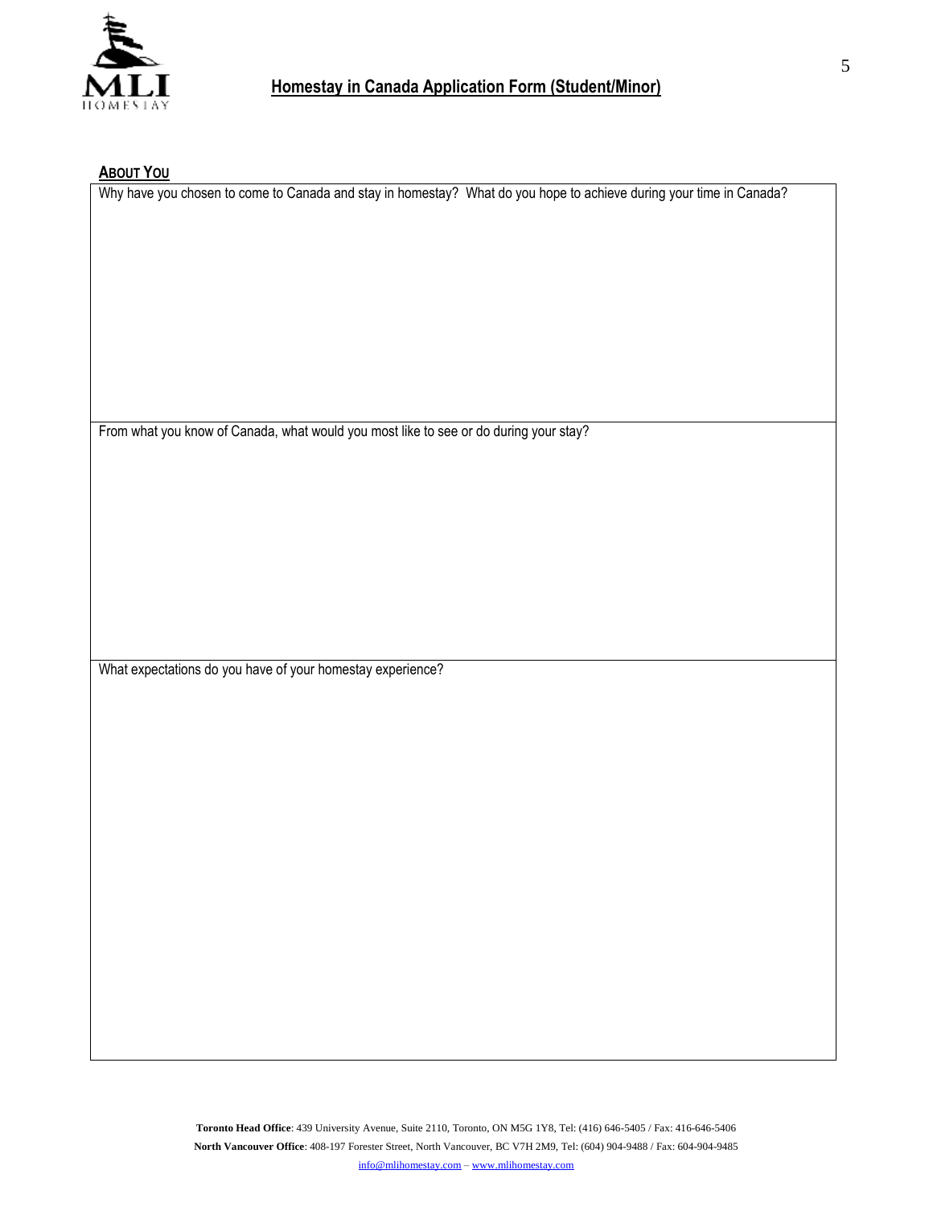## Homestay in Canada Application Form (Student/Minor)

### About You

Why have you chosen to come to Canada and stay in homestay? What do you hope to achieve during your time in Canada?

From what you know of Canada, what would you most like to see or do during your stay?

What expectations do you have of your homestay experience?

**Toronto Head Office**: 439 University Avenue, Suite 2110, Toronto, ON M5G 1Y8, Tel: (416) 646-5405 / Fax: 416-646-5406

**North Vancouver Office**: 408-197 Forester Street, North Vancouver, BC V7H 2M9, Tel: (604) 904-9488 / Fax: 604-904-9485

info@mlihomestay.com – www.mlihomestay.com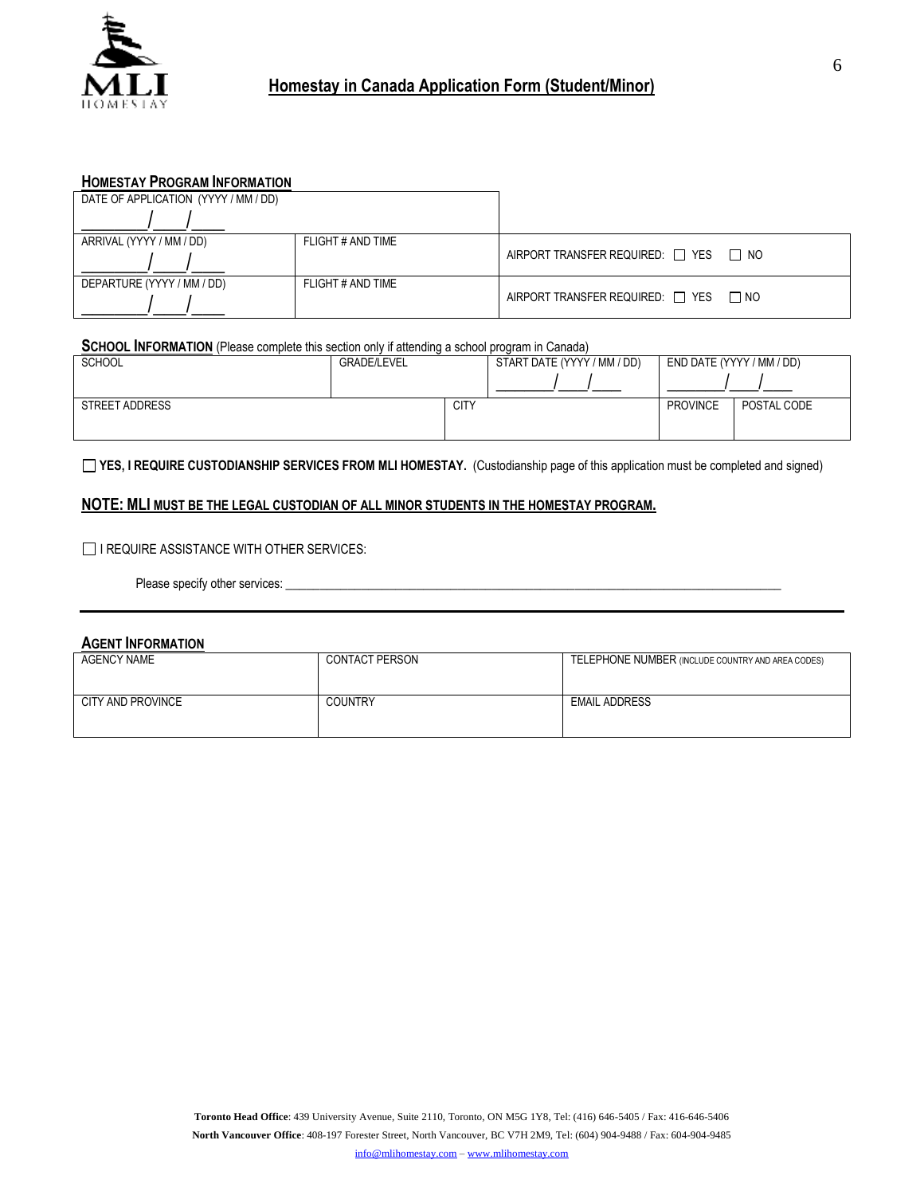# Homestay in Canada Application Form (Student/Minor)

## HOMESTAY PROGRAM INFORMATION

| DATE OF APPLICATION (YYYY / MM / DD) | | |
|---|---|---|
| _______/____/____ | | |
| ARRIVAL (YYYY / MM / DD) _______/____/____ | FLIGHT # AND TIME | AIRPORT TRANSFER REQUIRED: ☐ YES ☐ NO |
| DEPARTURE (YYYY / MM / DD) _______/____/____ | FLIGHT # AND TIME | AIRPORT TRANSFER REQUIRED: ☐ YES ☐ NO |

**SCHOOL INFORMATION** (Please complete this section only if attending a school program in Canada)

| SCHOOL | GRADE/LEVEL | | START DATE (YYYY / MM / DD) _______/____/____ | END DATE (YYYY / MM / DD) _______/____/____ | |
|---|---|---|---|---|---|
| STREET ADDRESS | | CITY | | PROVINCE | POSTAL CODE |

☐ **YES, I REQUIRE CUSTODIANSHIP SERVICES FROM MLI HOMESTAY.** (Custodianship page of this application must be completed and signed)

**NOTE: MLI MUST BE THE LEGAL CUSTODIAN OF ALL MINOR STUDENTS IN THE HOMESTAY PROGRAM.**

☐ I REQUIRE ASSISTANCE WITH OTHER SERVICES:

Please specify other services: ___________________________________________________________________________

## AGENT INFORMATION

| AGENCY NAME | CONTACT PERSON | TELEPHONE NUMBER (INCLUDE COUNTRY AND AREA CODES) |
|---|---|---|
| CITY AND PROVINCE | COUNTRY | EMAIL ADDRESS |

**Toronto Head Office**: 439 University Avenue, Suite 2110, Toronto, ON M5G 1Y8, Tel: (416) 646-5405 / Fax: 416-646-5406
**North Vancouver Office**: 408-197 Forester Street, North Vancouver, BC V7H 2M9, Tel: (604) 904-9488 / Fax: 604-904-9485
info@mlihomestay.com – www.mlihomestay.com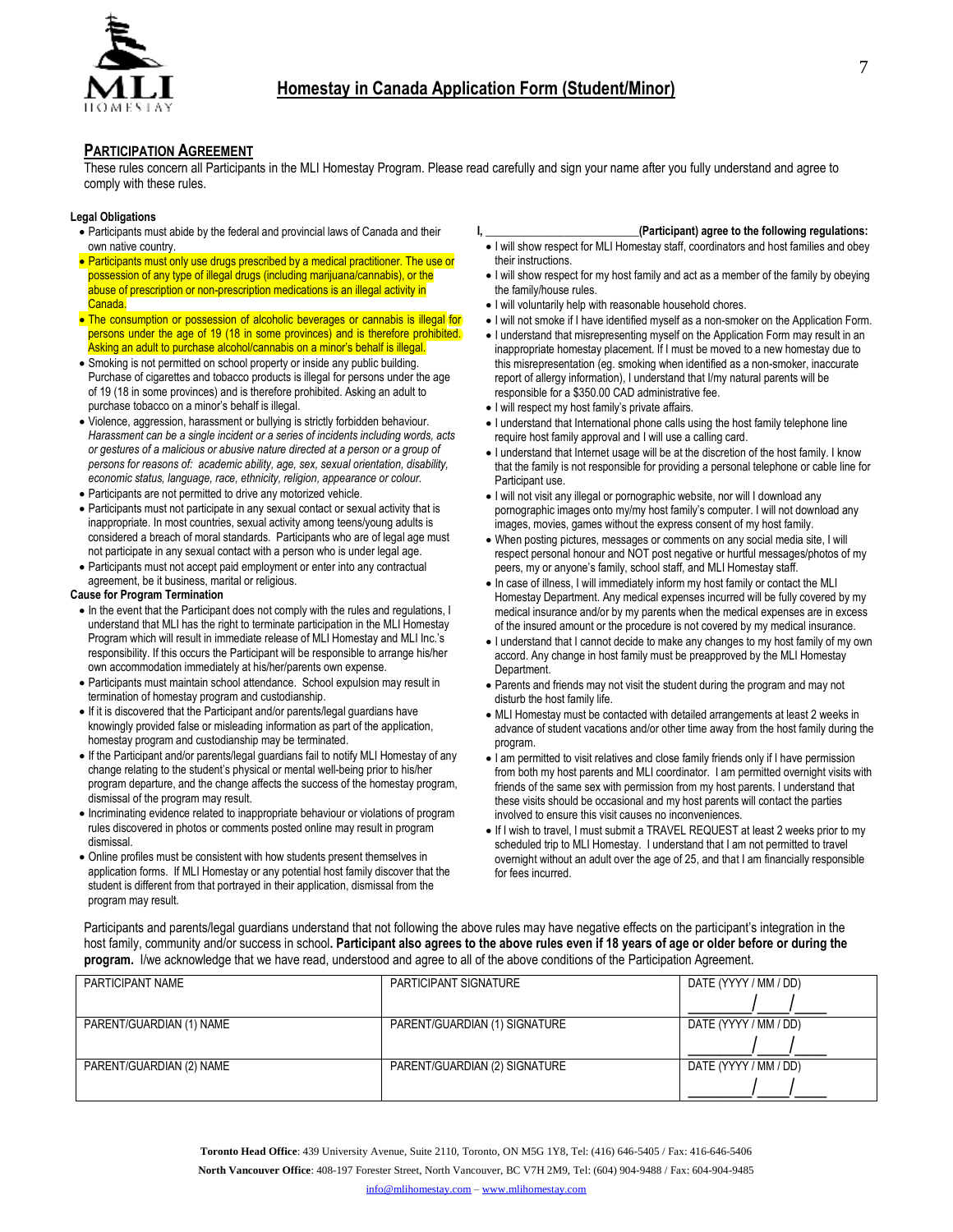# Homestay in Canada Application Form (Student/Minor)

## PARTICIPATION AGREEMENT

These rules concern all Participants in the MLI Homestay Program. Please read carefully and sign your name after you fully understand and agree to comply with these rules.

**Legal Obligations**

- Participants must abide by the federal and provincial laws of Canada and their own native country.
- Participants must only use drugs prescribed by a medical practitioner. The use or possession of any type of illegal drugs (including marijuana/cannabis), or the abuse of prescription or non-prescription medications is an illegal activity in Canada.
- The consumption or possession of alcoholic beverages or cannabis is illegal for persons under the age of 19 (18 in some provinces) and is therefore prohibited. Asking an adult to purchase alcohol/cannabis on a minor's behalf is illegal.
- Smoking is not permitted on school property or inside any public building. Purchase of cigarettes and tobacco products is illegal for persons under the age of 19 (18 in some provinces) and is therefore prohibited. Asking an adult to purchase tobacco on a minor's behalf is illegal.
- Violence, aggression, harassment or bullying is strictly forbidden behaviour. *Harassment can be a single incident or a series of incidents including words, acts or gestures of a malicious or abusive nature directed at a person or a group of persons for reasons of: academic ability, age, sex, sexual orientation, disability, economic status, language, race, ethnicity, religion, appearance or colour.*
- Participants are not permitted to drive any motorized vehicle.
- Participants must not participate in any sexual contact or sexual activity that is inappropriate. In most countries, sexual activity among teens/young adults is considered a breach of moral standards. Participants who are of legal age must not participate in any sexual contact with a person who is under legal age.
- Participants must not accept paid employment or enter into any contractual agreement, be it business, marital or religious.

**Cause for Program Termination**

- In the event that the Participant does not comply with the rules and regulations, I understand that MLI has the right to terminate participation in the MLI Homestay Program which will result in immediate release of MLI Homestay and MLI Inc.'s responsibility. If this occurs the Participant will be responsible to arrange his/her own accommodation immediately at his/her/parents own expense.
- Participants must maintain school attendance. School expulsion may result in termination of homestay program and custodianship.
- If it is discovered that the Participant and/or parents/legal guardians have knowingly provided false or misleading information as part of the application, homestay program and custodianship may be terminated.
- If the Participant and/or parents/legal guardians fail to notify MLI Homestay of any change relating to the student's physical or mental well-being prior to his/her program departure, and the change affects the success of the homestay program, dismissal of the program may result.
- Incriminating evidence related to inappropriate behaviour or violations of program rules discovered in photos or comments posted online may result in program dismissal.
- Online profiles must be consistent with how students present themselves in application forms. If MLI Homestay or any potential host family discover that the student is different from that portrayed in their application, dismissal from the program may result.

**I, ________________________(Participant) agree to the following regulations:**

- I will show respect for MLI Homestay staff, coordinators and host families and obey their instructions.
- I will show respect for my host family and act as a member of the family by obeying the family/house rules.
- I will voluntarily help with reasonable household chores.
- I will not smoke if I have identified myself as a non-smoker on the Application Form.
- I understand that misrepresenting myself on the Application Form may result in an inappropriate homestay placement. If I must be moved to a new homestay due to this misrepresentation (eg. smoking when identified as a non-smoker, inaccurate report of allergy information), I understand that I/my natural parents will be responsible for a $350.00 CAD administrative fee.
- I will respect my host family's private affairs.
- I understand that International phone calls using the host family telephone line require host family approval and I will use a calling card.
- I understand that Internet usage will be at the discretion of the host family. I know that the family is not responsible for providing a personal telephone or cable line for Participant use.
- I will not visit any illegal or pornographic website, nor will I download any pornographic images onto my/my host family's computer. I will not download any images, movies, games without the express consent of my host family.
- When posting pictures, messages or comments on any social media site, I will respect personal honour and NOT post negative or hurtful messages/photos of my peers, my or anyone's family, school staff, and MLI Homestay staff.
- In case of illness, I will immediately inform my host family or contact the MLI Homestay Department. Any medical expenses incurred will be fully covered by my medical insurance and/or by my parents when the medical expenses are in excess of the insured amount or the procedure is not covered by my medical insurance.
- I understand that I cannot decide to make any changes to my host family of my own accord. Any change in host family must be preapproved by the MLI Homestay Department.
- Parents and friends may not visit the student during the program and may not disturb the host family life.
- MLI Homestay must be contacted with detailed arrangements at least 2 weeks in advance of student vacations and/or other time away from the host family during the program.
- I am permitted to visit relatives and close family friends only if I have permission from both my host parents and MLI coordinator. I am permitted overnight visits with friends of the same sex with permission from my host parents. I understand that these visits should be occasional and my host parents will contact the parties involved to ensure this visit causes no inconveniences.
- If I wish to travel, I must submit a TRAVEL REQUEST at least 2 weeks prior to my scheduled trip to MLI Homestay. I understand that I am not permitted to travel overnight without an adult over the age of 25, and that I am financially responsible for fees incurred.

Participants and parents/legal guardians understand that not following the above rules may have negative effects on the participant's integration in the host family, community and/or success in school. **Participant also agrees to the above rules even if 18 years of age or older before or during the program.** I/we acknowledge that we have read, understood and agree to all of the above conditions of the Participation Agreement.

| PARTICIPANT NAME | PARTICIPANT SIGNATURE | DATE (YYYY / MM / DD) ________/____/____ |
|---|---|---|
| PARENT/GUARDIAN (1) NAME | PARENT/GUARDIAN (1) SIGNATURE | DATE (YYYY / MM / DD) ________/____/____ |
| PARENT/GUARDIAN (2) NAME | PARENT/GUARDIAN (2) SIGNATURE | DATE (YYYY / MM / DD) ________/____/____ |

**Toronto Head Office**: 439 University Avenue, Suite 2110, Toronto, ON M5G 1Y8, Tel: (416) 646-5405 / Fax: 416-646-5406

**North Vancouver Office**: 408-197 Forester Street, North Vancouver, BC V7H 2M9, Tel: (604) 904-9488 / Fax: 604-904-9485

info@mlihomestay.com – www.mlihomestay.com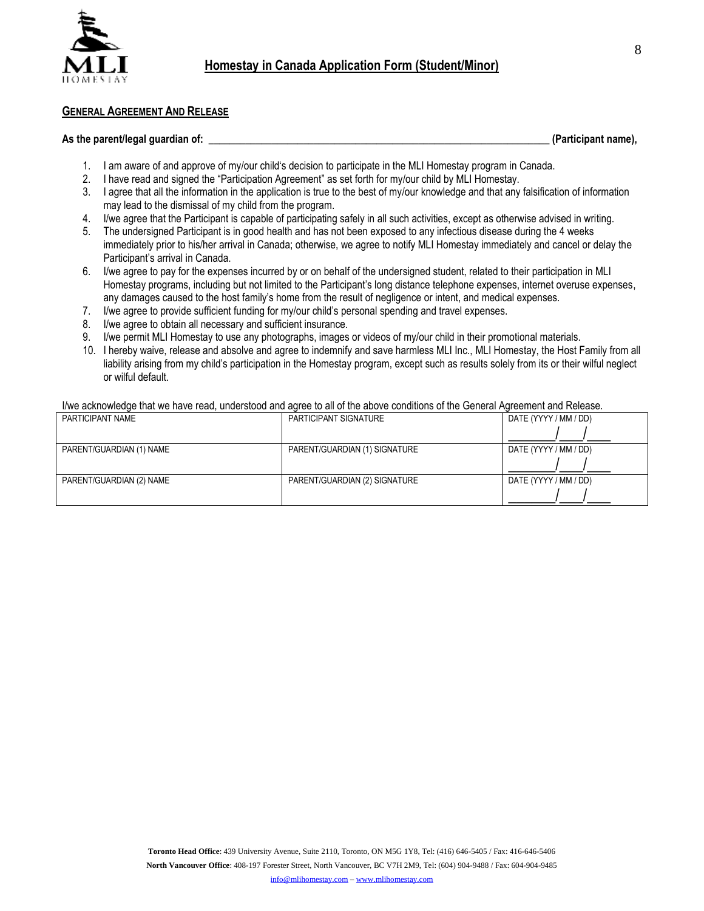# Homestay in Canada Application Form (Student/Minor)

## GENERAL AGREEMENT AND RELEASE

**As the parent/legal guardian of: \_\_\_\_\_\_\_\_\_\_\_\_\_\_\_\_\_\_\_\_\_\_\_\_\_\_\_\_\_\_\_\_\_\_\_\_\_\_\_\_\_\_\_\_\_\_\_\_\_\_\_\_\_\_\_\_\_\_\_\_\_\_\_\_ (Participant name),**

1. I am aware of and approve of my/our child's decision to participate in the MLI Homestay program in Canada.
2. I have read and signed the "Participation Agreement" as set forth for my/our child by MLI Homestay.
3. I agree that all the information in the application is true to the best of my/our knowledge and that any falsification of information may lead to the dismissal of my child from the program.
4. I/we agree that the Participant is capable of participating safely in all such activities, except as otherwise advised in writing.
5. The undersigned Participant is in good health and has not been exposed to any infectious disease during the 4 weeks immediately prior to his/her arrival in Canada; otherwise, we agree to notify MLI Homestay immediately and cancel or delay the Participant's arrival in Canada.
6. I/we agree to pay for the expenses incurred by or on behalf of the undersigned student, related to their participation in MLI Homestay programs, including but not limited to the Participant's long distance telephone expenses, internet overuse expenses, any damages caused to the host family's home from the result of negligence or intent, and medical expenses.
7. I/we agree to provide sufficient funding for my/our child's personal spending and travel expenses.
8. I/we agree to obtain all necessary and sufficient insurance.
9. I/we permit MLI Homestay to use any photographs, images or videos of my/our child in their promotional materials.
10. I hereby waive, release and absolve and agree to indemnify and save harmless MLI Inc., MLI Homestay, the Host Family from all liability arising from my child's participation in the Homestay program, except such as results solely from its or their wilful neglect or wilful default.

I/we acknowledge that we have read, understood and agree to all of the above conditions of the General Agreement and Release.

| PARTICIPANT NAME | PARTICIPANT SIGNATURE | DATE (YYYY / MM / DD)<br>\_\_\_\_\_\_\_\_/\_\_\_\_/\_\_\_\_ |
|---|---|---|
| PARENT/GUARDIAN (1) NAME | PARENT/GUARDIAN (1) SIGNATURE | DATE (YYYY / MM / DD)<br>\_\_\_\_\_\_\_\_/\_\_\_\_/\_\_\_\_ |
| PARENT/GUARDIAN (2) NAME | PARENT/GUARDIAN (2) SIGNATURE | DATE (YYYY / MM / DD)<br>\_\_\_\_\_\_\_\_/\_\_\_\_/\_\_\_\_ |

**Toronto Head Office**: 439 University Avenue, Suite 2110, Toronto, ON M5G 1Y8, Tel: (416) 646-5405 / Fax: 416-646-5406

**North Vancouver Office**: 408-197 Forester Street, North Vancouver, BC V7H 2M9, Tel: (604) 904-9488 / Fax: 604-904-9485

info@mlihomestay.com – www.mlihomestay.com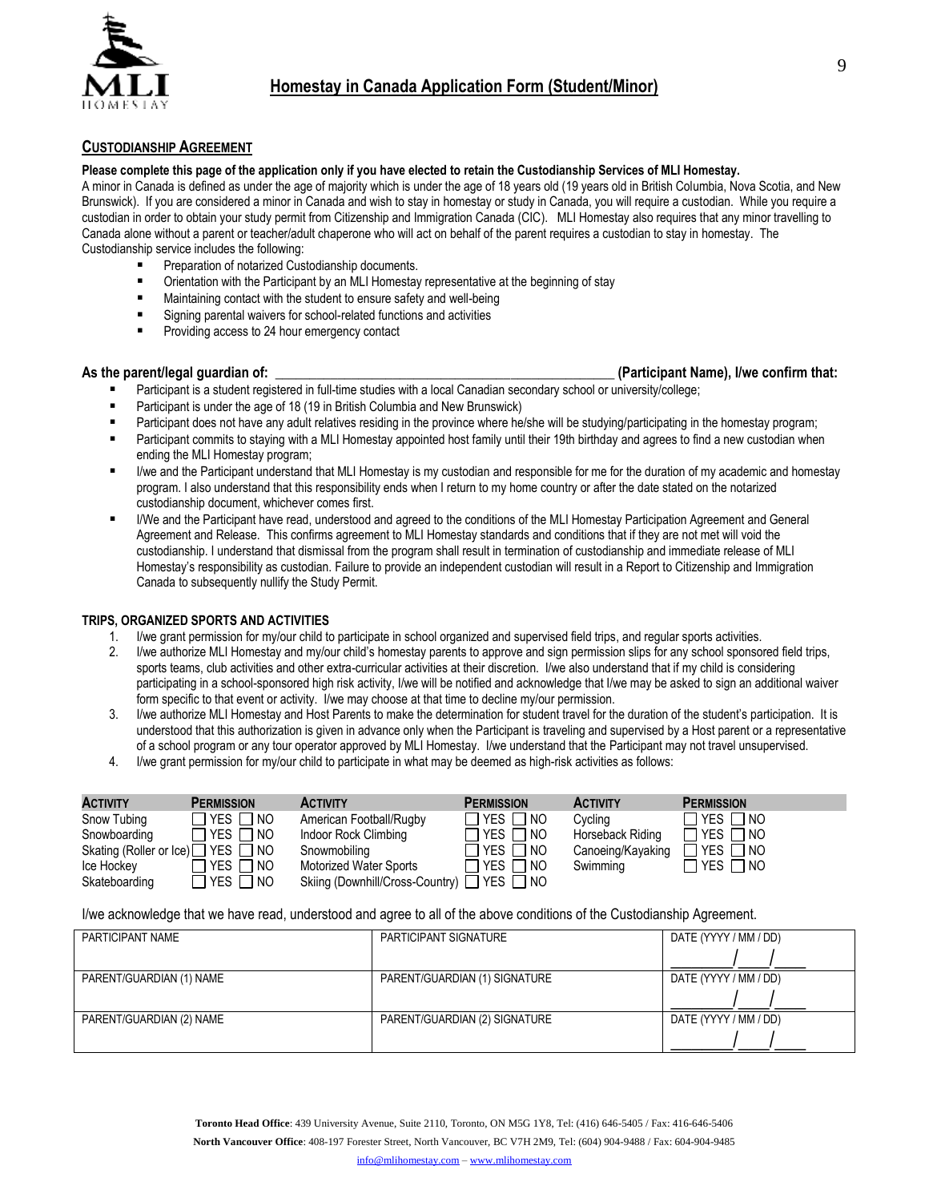# Homestay in Canada Application Form (Student/Minor)

## CUSTODIANSHIP AGREEMENT

**Please complete this page of the application only if you have elected to retain the Custodianship Services of MLI Homestay.**

A minor in Canada is defined as under the age of majority which is under the age of 18 years old (19 years old in British Columbia, Nova Scotia, and New Brunswick). If you are considered a minor in Canada and wish to stay in homestay or study in Canada, you will require a custodian. While you require a custodian in order to obtain your study permit from Citizenship and Immigration Canada (CIC). MLI Homestay also requires that any minor travelling to Canada alone without a parent or teacher/adult chaperone who will act on behalf of the parent requires a custodian to stay in homestay. The Custodianship service includes the following:

- Preparation of notarized Custodianship documents.
- Orientation with the Participant by an MLI Homestay representative at the beginning of stay
- Maintaining contact with the student to ensure safety and well-being
- Signing parental waivers for school-related functions and activities
- Providing access to 24 hour emergency contact

**As the parent/legal guardian of: \_\_\_\_\_\_\_\_\_\_\_\_\_\_\_\_\_\_\_\_\_\_\_\_\_\_\_\_\_\_\_\_\_\_\_\_\_\_\_\_\_\_\_\_ (Participant Name), I/we confirm that:**

- Participant is a student registered in full-time studies with a local Canadian secondary school or university/college;
- Participant is under the age of 18 (19 in British Columbia and New Brunswick)
- Participant does not have any adult relatives residing in the province where he/she will be studying/participating in the homestay program;
- Participant commits to staying with a MLI Homestay appointed host family until their 19th birthday and agrees to find a new custodian when ending the MLI Homestay program;
- I/we and the Participant understand that MLI Homestay is my custodian and responsible for me for the duration of my academic and homestay program. I also understand that this responsibility ends when I return to my home country or after the date stated on the notarized custodianship document, whichever comes first.
- I/We and the Participant have read, understood and agreed to the conditions of the MLI Homestay Participation Agreement and General Agreement and Release. This confirms agreement to MLI Homestay standards and conditions that if they are not met will void the custodianship. I understand that dismissal from the program shall result in termination of custodianship and immediate release of MLI Homestay's responsibility as custodian. Failure to provide an independent custodian will result in a Report to Citizenship and Immigration Canada to subsequently nullify the Study Permit.

### TRIPS, ORGANIZED SPORTS AND ACTIVITIES

1. I/we grant permission for my/our child to participate in school organized and supervised field trips, and regular sports activities.
2. I/we authorize MLI Homestay and my/our child's homestay parents to approve and sign permission slips for any school sponsored field trips, sports teams, club activities and other extra-curricular activities at their discretion. I/we also understand that if my child is considering participating in a school-sponsored high risk activity, I/we will be notified and acknowledge that I/we may be asked to sign an additional waiver form specific to that event or activity. I/we may choose at that time to decline my/our permission.
3. I/we authorize MLI Homestay and Host Parents to make the determination for student travel for the duration of the student's participation. It is understood that this authorization is given in advance only when the Participant is traveling and supervised by a Host parent or a representative of a school program or any tour operator approved by MLI Homestay. I/we understand that the Participant may not travel unsupervised.
4. I/we grant permission for my/our child to participate in what may be deemed as high-risk activities as follows:

| ACTIVITY | PERMISSION | ACTIVITY | PERMISSION | ACTIVITY | PERMISSION |
|---|---|---|---|---|---|
| Snow Tubing | ☐ YES ☐ NO | American Football/Rugby | ☐ YES ☐ NO | Cycling | ☐ YES ☐ NO |
| Snowboarding | ☐ YES ☐ NO | Indoor Rock Climbing | ☐ YES ☐ NO | Horseback Riding | ☐ YES ☐ NO |
| Skating (Roller or Ice) | ☐ YES ☐ NO | Snowmobiling | ☐ YES ☐ NO | Canoeing/Kayaking | ☐ YES ☐ NO |
| Ice Hockey | ☐ YES ☐ NO | Motorized Water Sports | ☐ YES ☐ NO | Swimming | ☐ YES ☐ NO |
| Skateboarding | ☐ YES ☐ NO | Skiing (Downhill/Cross-Country) | ☐ YES ☐ NO | | |

I/we acknowledge that we have read, understood and agree to all of the above conditions of the Custodianship Agreement.

| PARTICIPANT NAME | PARTICIPANT SIGNATURE | DATE (YYYY / MM / DD) |
|---|---|---|
| PARENT/GUARDIAN (1) NAME | PARENT/GUARDIAN (1) SIGNATURE | DATE (YYYY / MM / DD) |
| PARENT/GUARDIAN (2) NAME | PARENT/GUARDIAN (2) SIGNATURE | DATE (YYYY / MM / DD) |

**Toronto Head Office**: 439 University Avenue, Suite 2110, Toronto, ON M5G 1Y8, Tel: (416) 646-5405 / Fax: 416-646-5406

**North Vancouver Office**: 408-197 Forester Street, North Vancouver, BC V7H 2M9, Tel: (604) 904-9488 / Fax: 604-904-9485

info@mlihomestay.com – www.mlihomestay.com